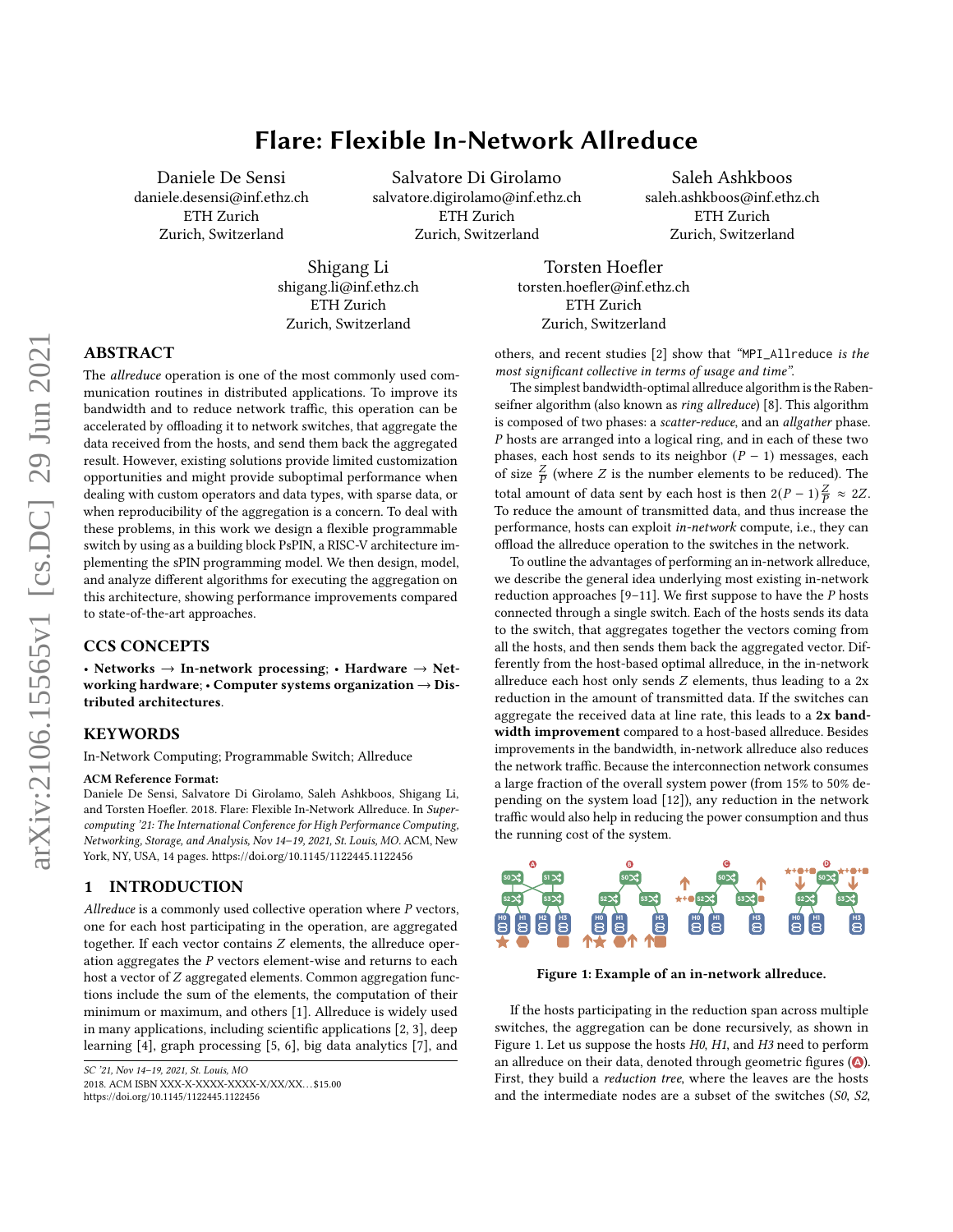# Flare: Flexible In-Network Allreduce

Daniele De Sensi
daniele.desensi@inf.ethz.ch
ETH Zurich
Zurich, Switzerland

Salvatore Di Girolamo
salvatore.digirolamo@inf.ethz.ch
ETH Zurich
Zurich, Switzerland

Saleh Ashkboos
saleh.ashkboos@inf.ethz.ch
ETH Zurich
Zurich, Switzerland

Shigang Li
shigang.li@inf.ethz.ch
ETH Zurich
Zurich, Switzerland

Torsten Hoefler
torsten.hoefler@inf.ethz.ch
ETH Zurich
Zurich, Switzerland

## ABSTRACT

The *allreduce* operation is one of the most commonly used communication routines in distributed applications. To improve its bandwidth and to reduce network traffic, this operation can be accelerated by offloading it to network switches, that aggregate the data received from the hosts, and send them back the aggregated result. However, existing solutions provide limited customization opportunities and might provide suboptimal performance when dealing with custom operators and data types, with sparse data, or when reproducibility of the aggregation is a concern. To deal with these problems, in this work we design a flexible programmable switch by using as a building block PsPIN, a RISC-V architecture implementing the sPIN programming model. We then design, model, and analyze different algorithms for executing the aggregation on this architecture, showing performance improvements compared to state-of-the-art approaches.

## CCS CONCEPTS

• **Networks** → **In-network processing**; • **Hardware** → **Networking hardware**; • **Computer systems organization** → **Distributed architectures**.

## KEYWORDS

In-Network Computing; Programmable Switch; Allreduce

**ACM Reference Format:**
Daniele De Sensi, Salvatore Di Girolamo, Saleh Ashkboos, Shigang Li, and Torsten Hoefler. 2018. Flare: Flexible In-Network Allreduce. In *Supercomputing '21: The International Conference for High Performance Computing, Networking, Storage, and Analysis, Nov 14–19, 2021, St. Louis, MO.* ACM, New York, NY, USA, 14 pages. https://doi.org/10.1145/1122445.1122456

## 1 INTRODUCTION

*Allreduce* is a commonly used collective operation where $P$ vectors, one for each host participating in the operation, are aggregated together. If each vector contains $Z$ elements, the allreduce operation aggregates the $P$ vectors element-wise and returns to each host a vector of $Z$ aggregated elements. Common aggregation functions include the sum of the elements, the computation of their minimum or maximum, and others [1]. Allreduce is widely used in many applications, including scientific applications [2, 3], deep learning [4], graph processing [5, 6], big data analytics [7], and others, and recent studies [2] show that *"*`MPI_Allreduce` *is the most significant collective in terms of usage and time"*.

The simplest bandwidth-optimal allreduce algorithm is the Rabenseifner algorithm (also known as *ring allreduce*) [8]. This algorithm is composed of two phases: a *scatter-reduce*, and an *allgather* phase. $P$ hosts are arranged into a logical ring, and in each of these two phases, each host sends to its neighbor $(P-1)$ messages, each of size $\frac{Z}{P}$ (where $Z$ is the number elements to be reduced). The total amount of data sent by each host is then $2(P-1)\frac{Z}{P} \approx 2Z$. To reduce the amount of transmitted data, and thus increase the performance, hosts can exploit *in-network* compute, i.e., they can offload the allreduce operation to the switches in the network.

To outline the advantages of performing an in-network allreduce, we describe the general idea underlying most existing in-network reduction approaches [9–11]. We first suppose to have the $P$ hosts connected through a single switch. Each of the hosts sends its data to the switch, that aggregates together the vectors coming from all the hosts, and then sends them back the aggregated vector. Differently from the host-based optimal allreduce, in the in-network allreduce each host only sends $Z$ elements, thus leading to a 2x reduction in the amount of transmitted data. If the switches can aggregate the received data at line rate, this leads to a **2x bandwidth improvement** compared to a host-based allreduce. Besides improvements in the bandwidth, in-network allreduce also reduces the network traffic. Because the interconnection network consumes a large fraction of the overall system power (from 15% to 50% depending on the system load [12]), any reduction in the network traffic would also help in reducing the power consumption and thus the running cost of the system.

**Figure 1: Example of an in-network allreduce.**

If the hosts participating in the reduction span across multiple switches, the aggregation can be done recursively, as shown in Figure 1. Let us suppose the hosts *H0*, *H1*, and *H3* need to perform an allreduce on their data, denoted through geometric figures (A). First, they build a *reduction tree*, where the leaves are the hosts and the intermediate nodes are a subset of the switches (*S0*, *S2*,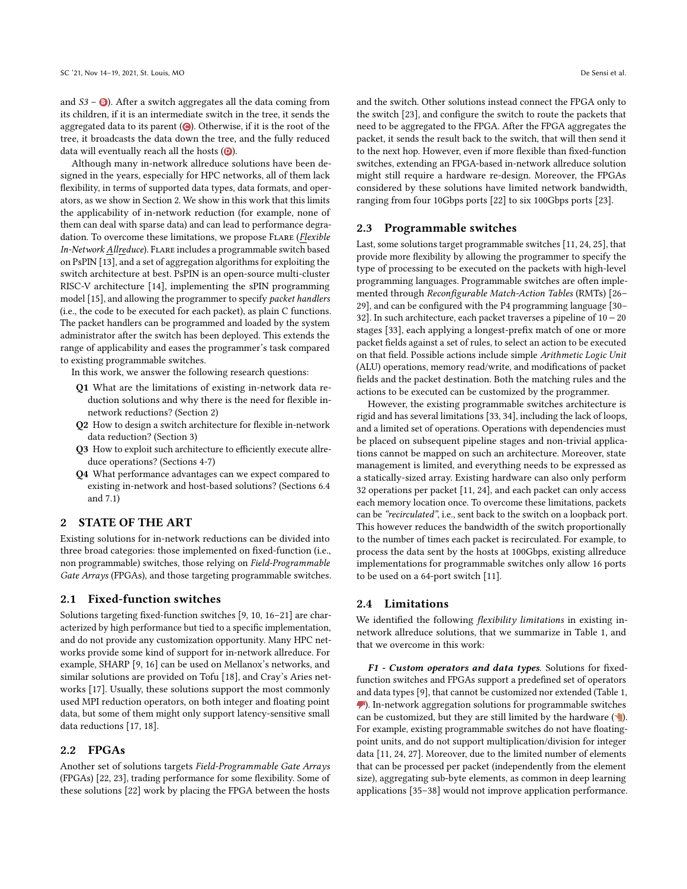and $S3$ – B). After a switch aggregates all the data coming from its children, if it is an intermediate switch in the tree, it sends the aggregated data to its parent (C). Otherwise, if it is the root of the tree, it broadcasts the data down the tree, and the fully reduced data will eventually reach all the hosts (D).

Although many in-network allreduce solutions have been designed in the years, especially for HPC networks, all of them lack flexibility, in terms of supported data types, data formats, and operators, as we show in Section 2. We show in this work that this limits the applicability of in-network reduction (for example, none of them can deal with sparse data) and can lead to performance degradation. To overcome these limitations, we propose Flare (*Flexible In-Network Allreduce*). Flare includes a programmable switch based on PsPIN [13], and a set of aggregation algorithms for exploiting the switch architecture at best. PsPIN is an open-source multi-cluster RISC-V architecture [14], implementing the sPIN programming model [15], and allowing the programmer to specify *packet handlers* (i.e., the code to be executed for each packet), as plain C functions. The packet handlers can be programmed and loaded by the system administrator after the switch has been deployed. This extends the range of applicability and eases the programmer's task compared to existing programmable switches.

In this work, we answer the following research questions:

- **Q1** What are the limitations of existing in-network data reduction solutions and why there is the need for flexible in-network reductions? (Section 2)
- **Q2** How to design a switch architecture for flexible in-network data reduction? (Section 3)
- **Q3** How to exploit such architecture to efficiently execute allreduce operations? (Sections 4-7)
- **Q4** What performance advantages can we expect compared to existing in-network and host-based solutions? (Sections 6.4 and 7.1)

## 2 STATE OF THE ART

Existing solutions for in-network reductions can be divided into three broad categories: those implemented on fixed-function (i.e., non programmable) switches, those relying on *Field-Programmable Gate Arrays* (FPGAs), and those targeting programmable switches.

### 2.1 Fixed-function switches

Solutions targeting fixed-function switches [9, 10, 16–21] are characterized by high performance but tied to a specific implementation, and do not provide any customization opportunity. Many HPC networks provide some kind of support for in-network allreduce. For example, SHARP [9, 16] can be used on Mellanox's networks, and similar solutions are provided on Tofu [18], and Cray's Aries networks [17]. Usually, these solutions support the most commonly used MPI reduction operators, on both integer and floating point data, but some of them might only support latency-sensitive small data reductions [17, 18].

### 2.2 FPGAs

Another set of solutions targets *Field-Programmable Gate Arrays* (FPGAs) [22, 23], trading performance for some flexibility. Some of these solutions [22] work by placing the FPGA between the hosts and the switch. Other solutions instead connect the FPGA only to the switch [23], and configure the switch to route the packets that need to be aggregated to the FPGA. After the FPGA aggregates the packet, it sends the result back to the switch, that will then send it to the next hop. However, even if more flexible than fixed-function switches, extending an FPGA-based in-network allreduce solution might still require a hardware re-design. Moreover, the FPGAs considered by these solutions have limited network bandwidth, ranging from four 10Gbps ports [22] to six 100Gbps ports [23].

### 2.3 Programmable switches

Last, some solutions target programmable switches [11, 24, 25], that provide more flexibility by allowing the programmer to specify the type of processing to be executed on the packets with high-level programming languages. Programmable switches are often implemented through *Reconfigurable Match-Action Tables* (RMTs) [26–29], and can be configured with the P4 programming language [30–32]. In such architecture, each packet traverses a pipeline of $10-20$ stages [33], each applying a longest-prefix match of one or more packet fields against a set of rules, to select an action to be executed on that field. Possible actions include simple *Arithmetic Logic Unit* (ALU) operations, memory read/write, and modifications of packet fields and the packet destination. Both the matching rules and the actions to be executed can be customized by the programmer.

However, the existing programmable switches architecture is rigid and has several limitations [33, 34], including the lack of loops, and a limited set of operations. Operations with dependencies must be placed on subsequent pipeline stages and non-trivial applications cannot be mapped on such an architecture. Moreover, state management is limited, and everything needs to be expressed as a statically-sized array. Existing hardware can also only perform 32 operations per packet [11, 24], and each packet can only access each memory location once. To overcome these limitations, packets can be *"recirculated"*, i.e., sent back to the switch on a loopback port. This however reduces the bandwidth of the switch proportionally to the number of times each packet is recirculated. For example, to process the data sent by the hosts at 100Gbps, existing allreduce implementations for programmable switches only allow 16 ports to be used on a 64-port switch [11].

### 2.4 Limitations

We identified the following *flexibility limitations* in existing in-network allreduce solutions, that we summarize in Table 1, and that we overcome in this work:

***F1 - Custom operators and data types.*** Solutions for fixed-function switches and FPGAs support a predefined set of operators and data types [9], that cannot be customized nor extended (Table 1, 👎). In-network aggregation solutions for programmable switches can be customized, but they are still limited by the hardware (👌). For example, existing programmable switches do not have floating-point units, and do not support multiplication/division for integer data [11, 24, 27]. Moreover, due to the limited number of elements that can be processed per packet (independently from the element size), aggregating sub-byte elements, as common in deep learning applications [35–38] would not improve application performance.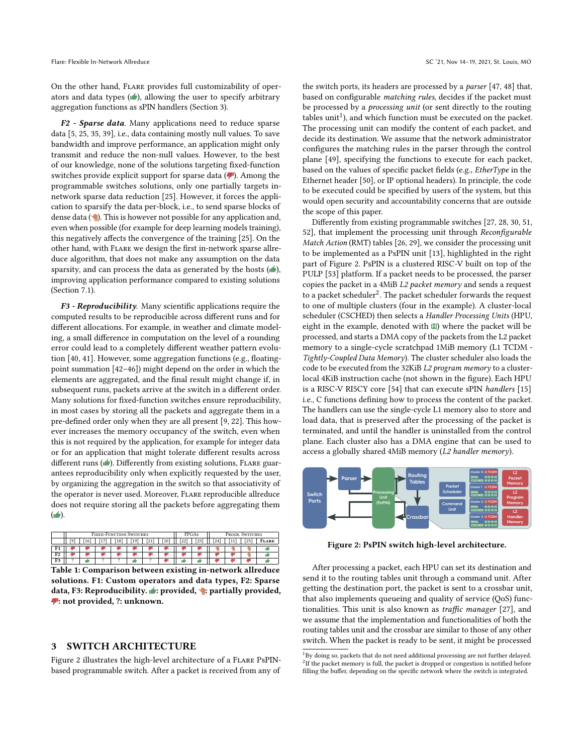On the other hand, Flare provides full customizability of operators and data types (👍), allowing the user to specify arbitrary aggregation functions as sPIN handlers (Section 3).

***F2 - Sparse data***. Many applications need to reduce sparse data [5, 25, 35, 39], i.e., data containing mostly null values. To save bandwidth and improve performance, an application might only transmit and reduce the non-null values. However, to the best of our knowledge, none of the solutions targeting fixed-function switches provide explicit support for sparse data (👎). Among the programmable switches solutions, only one partially targets in-network sparse data reduction [25]. However, it forces the application to sparsify the data per-block, i.e., to send sparse blocks of dense data (👉). This is however not possible for any application and, even when possible (for example for deep learning models training), this negatively affects the convergence of the training [25]. On the other hand, with Flare we design the first in-network sparse allreduce algorithm, that does not make any assumption on the data sparsity, and can process the data as generated by the hosts (👍), improving application performance compared to existing solutions (Section 7.1).

***F3 - Reproducibility***. Many scientific applications require the computed results to be reproducible across different runs and for different allocations. For example, in weather and climate modeling, a small difference in computation on the level of a rounding error could lead to a completely different weather pattern evolution [40, 41]. However, some aggregation functions (e.g., floating-point summation [42–46]) might depend on the order in which the elements are aggregated, and the final result might change if, in subsequent runs, packets arrive at the switch in a different order. Many solutions for fixed-function switches ensure reproducibility, in most cases by storing all the packets and aggregate them in a pre-defined order only when they are all present [9, 22]. This however increases the memory occupancy of the switch, even when this is not required by the application, for example for integer data or for an application that might tolerate different results across different runs (👍). Differently from existing solutions, Flare guarantees reproducibility only when explicitly requested by the user, by organizing the aggregation in the switch so that associativity of the operator is never used. Moreover, Flare reproducible allreduce does not require storing all the packets before aggregating them (👍).

| | Fixed-Function Switches | | | | | | | FPGAs | | Progr. Switches | | | |
|---|---|---|---|---|---|---|---|---|---|---|---|---|---|
| | [9] | [16] | [17] | [18] | [19] | [21] | [10] | [22] | [23] | [24] | [11] | [25] | Flare |
| F1 | 👎 | 👎 | 👎 | 👎 | 👎 | 👎 | 👎 | 👎 | 👎 | 👉 | 👉 | 👉 | 👍 |
| F2 | 👎 | 👎 | 👎 | 👎 | 👎 | 👎 | 👎 | 👎 | 👎 | 👎 | 👎 | 👉 | 👍 |
| F3 | ? | 👍 | ? | ? | 👍 | ? | 👎 | 👍 | 👍 | 👎 | 👎 | 👎 | 👍 |

**Table 1: Comparison between existing in-network allreduce solutions. F1: Custom operators and data types, F2: Sparse data, F3: Reproducibility. 👍: provided, 👉: partially provided, 👎: not provided, ?: unknown.**

## 3 SWITCH ARCHITECTURE

Figure 2 illustrates the high-level architecture of a Flare PsPIN-based programmable switch. After a packet is received from any of the switch ports, its headers are processed by a *parser* [47, 48] that, based on configurable *matching rules*, decides if the packet must be processed by a *processing unit* (or sent directly to the routing tables unit[1]), and which function must be executed on the packet. The processing unit can modify the content of each packet, and decide its destination. We assume that the network administrator configures the matching rules in the parser through the control plane [49], specifying the functions to execute for each packet, based on the values of specific packet fields (e.g., *EtherType* in the Ethernet header [50], or IP optional headers). In principle, the code to be executed could be specified by users of the system, but this would open security and accountability concerns that are outside the scope of this paper.

Differently from existing programmable switches [27, 28, 30, 51, 52], that implement the processing unit through *Reconfigurable Match Action* (RMT) tables [26, 29], we consider the processing unit to be implemented as a PsPIN unit [13], highlighted in the right part of Figure 2. PsPIN is a clustered RISC-V built on top of the PULP [53] platform. If a packet needs to be processed, the parser copies the packet in a 4MiB *L2 packet memory* and sends a request to a packet scheduler[2]. The packet scheduler forwards the request to one of multiple clusters (four in the example). A cluster-local scheduler (CSCHED) then selects a *Handler Processing Units* (HPU, eight in the example, denoted with H) where the packet will be processed, and starts a DMA copy of the packets from the L2 packet memory to a single-cycle scratchpad 1MiB memory (L1 TCDM - *Tightly-Coupled Data Memory*). The cluster scheduler also loads the code to be executed from the 32KiB *L2 program memory* to a cluster-local 4KiB instruction cache (not shown in the figure). Each HPU is a RISC-V RI5CY core [54] that can execute sPIN *handlers* [15] i.e., C functions defining how to process the content of the packet. The handlers can use the single-cycle L1 memory also to store and load data, that is preserved after the processing of the packet is terminated, and until the handler is uninstalled from the control plane. Each cluster also has a DMA engine that can be used to access a globally shared 4MiB memory (*L2 handler memory*).

**Figure 2: PsPIN switch high-level architecture.**

After processing a packet, each HPU can set its destination and send it to the routing tables unit through a command unit. After getting the destination port, the packet is sent to a crossbar unit, that also implements queueing and quality of service (QoS) functionalities. This unit is also known as *traffic manager* [27], and we assume that the implementation and functionalities of both the routing tables unit and the crossbar are similar to those of any other switch. When the packet is ready to be sent, it might be processed

[1] By doing so, packets that do not need additional processing are not further delayed.
[2] If the packet memory is full, the packet is dropped or congestion is notified before filling the buffer, depending on the specific network where the switch is integrated.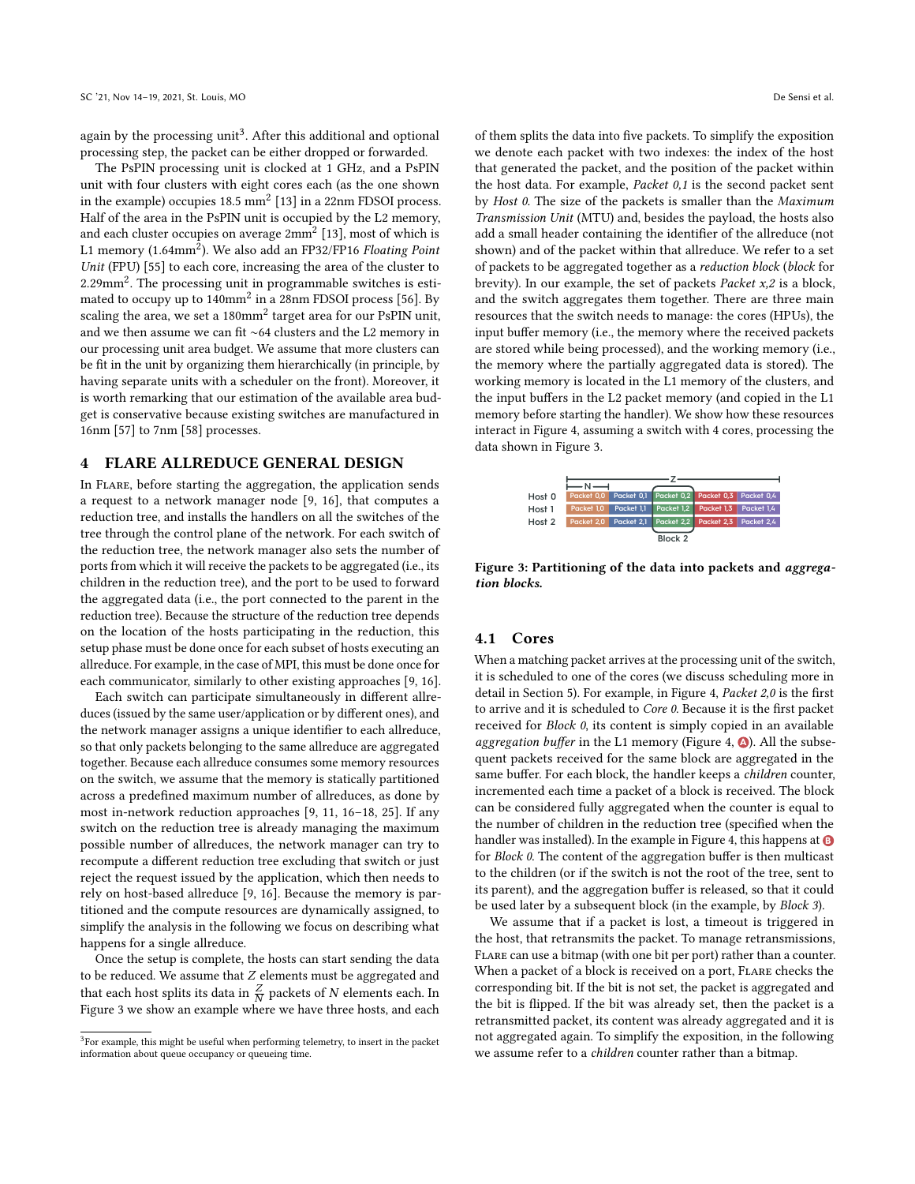again by the processing unit[3]. After this additional and optional processing step, the packet can be either dropped or forwarded.

The PsPIN processing unit is clocked at 1 GHz, and a PsPIN unit with four clusters with eight cores each (as the one shown in the example) occupies 18.5 mm$^2$ [13] in a 22nm FDSOI process. Half of the area in the PsPIN unit is occupied by the L2 memory, and each cluster occupies on average 2mm$^2$ [13], most of which is L1 memory (1.64mm$^2$). We also add an FP32/FP16 *Floating Point Unit* (FPU) [55] to each core, increasing the area of the cluster to 2.29mm$^2$. The processing unit in programmable switches is estimated to occupy up to 140mm$^2$ in a 28nm FDSOI process [56]. By scaling the area, we set a 180mm$^2$ target area for our PsPIN unit, and we then assume we can fit ~64 clusters and the L2 memory in our processing unit area budget. We assume that more clusters can be fit in the unit by organizing them hierarchically (in principle, by having separate units with a scheduler on the front). Moreover, it is worth remarking that our estimation of the available area budget is conservative because existing switches are manufactured in 16nm [57] to 7nm [58] processes.

## 4 FLARE ALLREDUCE GENERAL DESIGN

In Flare, before starting the aggregation, the application sends a request to a network manager node [9, 16], that computes a reduction tree, and installs the handlers on all the switches of the tree through the control plane of the network. For each switch of the reduction tree, the network manager also sets the number of ports from which it will receive the packets to be aggregated (i.e., its children in the reduction tree), and the port to be used to forward the aggregated data (i.e., the port connected to the parent in the reduction tree). Because the structure of the reduction tree depends on the location of the hosts participating in the reduction, this setup phase must be done once for each subset of hosts executing an allreduce. For example, in the case of MPI, this must be done once for each communicator, similarly to other existing approaches [9, 16].

Each switch can participate simultaneously in different allreduces (issued by the same user/application or by different ones), and the network manager assigns a unique identifier to each allreduce, so that only packets belonging to the same allreduce are aggregated together. Because each allreduce consumes some memory resources on the switch, we assume that the memory is statically partitioned across a predefined maximum number of allreduces, as done by most in-network reduction approaches [9, 11, 16–18, 25]. If any switch on the reduction tree is already managing the maximum possible number of allreduces, the network manager can try to recompute a different reduction tree excluding that switch or just reject the request issued by the application, which then needs to rely on host-based allreduce [9, 16]. Because the memory is partitioned and the compute resources are dynamically assigned, to simplify the analysis in the following we focus on describing what happens for a single allreduce.

Once the setup is complete, the hosts can start sending the data to be reduced. We assume that $Z$ elements must be aggregated and that each host splits its data in $\frac{Z}{N}$ packets of $N$ elements each. In Figure 3 we show an example where we have three hosts, and each of them splits the data into five packets. To simplify the exposition we denote each packet with two indexes: the index of the host that generated the packet, and the position of the packet within the host data. For example, *Packet 0,1* is the second packet sent by *Host 0*. The size of the packets is smaller than the *Maximum Transmission Unit* (MTU) and, besides the payload, the hosts also add a small header containing the identifier of the allreduce (not shown) and of the packet within that allreduce. We refer to a set of packets to be aggregated together as a *reduction block* (*block* for brevity). In our example, the set of packets *Packet x,2* is a block, and the switch aggregates them together. There are three main resources that the switch needs to manage: the cores (HPUs), the input buffer memory (i.e., the memory where the received packets are stored while being processed), and the working memory (i.e., the memory where the partially aggregated data is stored). The working memory is located in the L1 memory of the clusters, and the input buffers in the L2 packet memory (and copied in the L1 memory before starting the handler). We show how these resources interact in Figure 4, assuming a switch with 4 cores, processing the data shown in Figure 3.

| | | | | | |
|---|---|---|---|---|---|
| Host 0 | Packet 0,0 | Packet 0,1 | Packet 0,2 | Packet 0,3 | Packet 0,4 |
| Host 1 | Packet 1,0 | Packet 1,1 | Packet 1,2 | Packet 1,3 | Packet 1,4 |
| Host 2 | Packet 2,0 | Packet 2,1 | Packet 2,2 | Packet 2,3 | Packet 2,4 |
| | | | Block 2 | | |

**Figure 3: Partitioning of the data into packets and *aggregation blocks*.**

### 4.1 Cores

When a matching packet arrives at the processing unit of the switch, it is scheduled to one of the cores (we discuss scheduling more in detail in Section 5). For example, in Figure 4, *Packet 2,0* is the first to arrive and it is scheduled to *Core 0*. Because it is the first packet received for *Block 0*, its content is simply copied in an available *aggregation buffer* in the L1 memory (Figure 4, A). All the subsequent packets received for the same block are aggregated in the same buffer. For each block, the handler keeps a *children* counter, incremented each time a packet of a block is received. The block can be considered fully aggregated when the counter is equal to the number of children in the reduction tree (specified when the handler was installed). In the example in Figure 4, this happens at B for *Block 0*. The content of the aggregation buffer is then multicast to the children (or if the switch is not the root of the tree, sent to its parent), and the aggregation buffer is released, so that it could be used later by a subsequent block (in the example, by *Block 3*).

We assume that if a packet is lost, a timeout is triggered in the host, that retransmits the packet. To manage retransmissions, Flare can use a bitmap (with one bit per port) rather than a counter. When a packet of a block is received on a port, Flare checks the corresponding bit. If the bit is not set, the packet is aggregated and the bit is flipped. If the bit was already set, then the packet is a retransmitted packet, its content was already aggregated and it is not aggregated again. To simplify the exposition, in the following we assume refer to a *children* counter rather than a bitmap.

[3] For example, this might be useful when performing telemetry, to insert in the packet information about queue occupancy or queueing time.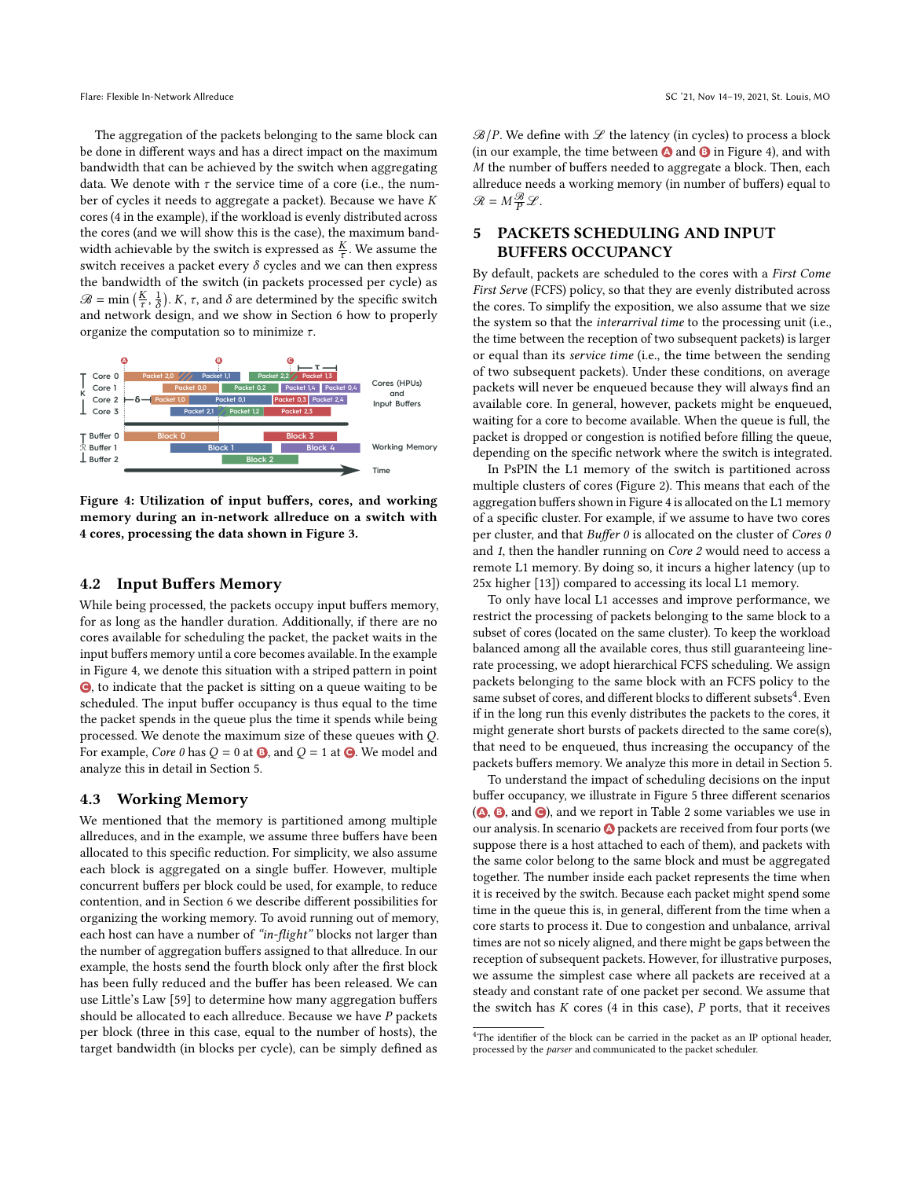The aggregation of the packets belonging to the same block can be done in different ways and has a direct impact on the maximum bandwidth that can be achieved by the switch when aggregating data. We denote with $\tau$ the service time of a core (i.e., the number of cycles it needs to aggregate a packet). Because we have $K$ cores (4 in the example), if the workload is evenly distributed across the cores (and we will show this is the case), the maximum bandwidth achievable by the switch is expressed as $\frac{K}{\tau}$. We assume the switch receives a packet every $\delta$ cycles and we can then express the bandwidth of the switch (in packets processed per cycle) as $\mathscr{B} = \min\left(\frac{K}{\tau}, \frac{1}{\delta}\right)$. $K$, $\tau$, and $\delta$ are determined by the specific switch and network design, and we show in Section 6 how to properly organize the computation so to minimize $\tau$.

**Figure 4: Utilization of input buffers, cores, and working memory during an in-network allreduce on a switch with 4 cores, processing the data shown in Figure 3.**

## 4.2 Input Buffers Memory

While being processed, the packets occupy input buffers memory, for as long as the handler duration. Additionally, if there are no cores available for scheduling the packet, the packet waits in the input buffers memory until a core becomes available. In the example in Figure 4, we denote this situation with a striped pattern in point C, to indicate that the packet is sitting on a queue waiting to be scheduled. The input buffer occupancy is thus equal to the time the packet spends in the queue plus the time it spends while being processed. We denote the maximum size of these queues with $Q$. For example, *Core 0* has $Q = 0$ at B, and $Q = 1$ at C. We model and analyze this in detail in Section 5.

## 4.3 Working Memory

We mentioned that the memory is partitioned among multiple allreduces, and in the example, we assume three buffers have been allocated to this specific reduction. For simplicity, we also assume each block is aggregated on a single buffer. However, multiple concurrent buffers per block could be used, for example, to reduce contention, and in Section 6 we describe different possibilities for organizing the working memory. To avoid running out of memory, each host can have a number of *"in-flight"* blocks not larger than the number of aggregation buffers assigned to that allreduce. In our example, the hosts send the fourth block only after the first block has been fully reduced and the buffer has been released. We can use Little's Law [59] to determine how many aggregation buffers should be allocated to each allreduce. Because we have $P$ packets per block (three in this case, equal to the number of hosts), the target bandwidth (in blocks per cycle), can be simply defined as $\mathscr{B}/P$. We define with $\mathscr{L}$ the latency (in cycles) to process a block (in our example, the time between A and B in Figure 4), and with $M$ the number of buffers needed to aggregate a block. Then, each allreduce needs a working memory (in number of buffers) equal to $\mathscr{R} = M\frac{\mathscr{B}}{P}\mathscr{L}$.

# 5 PACKETS SCHEDULING AND INPUT BUFFERS OCCUPANCY

By default, packets are scheduled to the cores with a *First Come First Serve* (FCFS) policy, so that they are evenly distributed across the cores. To simplify the exposition, we also assume that we size the system so that the *interarrival time* to the processing unit (i.e., the time between the reception of two subsequent packets) is larger or equal than its *service time* (i.e., the time between the sending of two subsequent packets). Under these conditions, on average packets will never be enqueued because they will always find an available core. In general, however, packets might be enqueued, waiting for a core to become available. When the queue is full, the packet is dropped or congestion is notified before filling the queue, depending on the specific network where the switch is integrated.

In PsPIN the L1 memory of the switch is partitioned across multiple clusters of cores (Figure 2). This means that each of the aggregation buffers shown in Figure 4 is allocated on the L1 memory of a specific cluster. For example, if we assume to have two cores per cluster, and that *Buffer 0* is allocated on the cluster of *Cores 0* and *1*, then the handler running on *Core 2* would need to access a remote L1 memory. By doing so, it incurs a higher latency (up to 25x higher [13]) compared to accessing its local L1 memory.

To only have local L1 accesses and improve performance, we restrict the processing of packets belonging to the same block to a subset of cores (located on the same cluster). To keep the workload balanced among all the available cores, thus still guaranteeing line-rate processing, we adopt hierarchical FCFS scheduling. We assign packets belonging to the same block with an FCFS policy to the same subset of cores, and different blocks to different subsets[4]. Even if in the long run this evenly distributes the packets to the cores, it might generate short bursts of packets directed to the same core(s), that need to be enqueued, thus increasing the occupancy of the packets buffers memory. We analyze this more in detail in Section 5.

To understand the impact of scheduling decisions on the input buffer occupancy, we illustrate in Figure 5 three different scenarios (A, B, and C), and we report in Table 2 some variables we use in our analysis. In scenario A packets are received from four ports (we suppose there is a host attached to each of them), and packets with the same color belong to the same block and must be aggregated together. The number inside each packet represents the time when it is received by the switch. Because each packet might spend some time in the queue this is, in general, different from the time when a core starts to process it. Due to congestion and unbalance, arrival times are not so nicely aligned, and there might be gaps between the reception of subsequent packets. However, for illustrative purposes, we assume the simplest case where all packets are received at a steady and constant rate of one packet per second. We assume that the switch has $K$ cores (4 in this case), $P$ ports, that it receives

[4] The identifier of the block can be carried in the packet as an IP optional header, processed by the *parser* and communicated to the packet scheduler.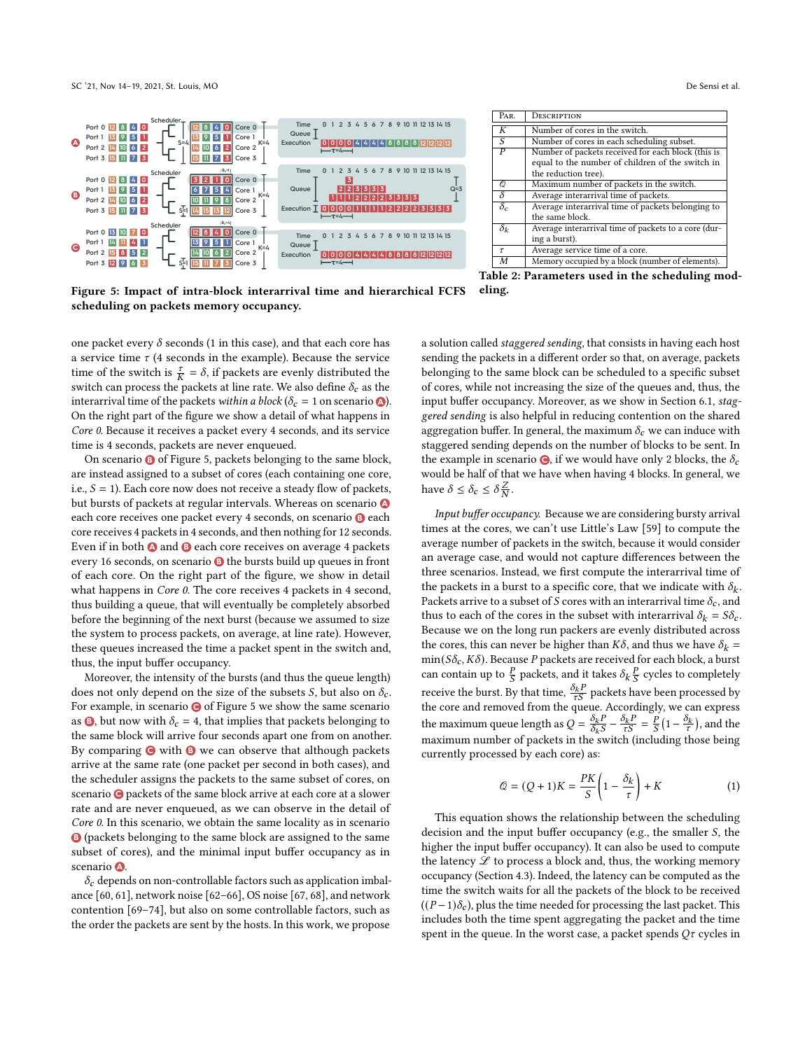Figure 5: Impact of intra-block interarrival time and hierarchical FCFS scheduling on packets memory occupancy.

| Par. | Description |
|---|---|
| $K$ | Number of cores in the switch. |
| $S$ | Number of cores in each scheduling subset. |
| $P$ | Number of packets received for each block (this is equal to the number of children of the switch in the reduction tree). |
| $\mathcal{Q}$ | Maximum number of packets in the switch. |
| $\delta$ | Average interarrival time of packets. |
| $\delta_c$ | Average interarrival time of packets belonging to the same block. |
| $\delta_k$ | Average interarrival time of packets to a core (during a burst). |
| $\tau$ | Average service time of a core. |
| $M$ | Memory occupied by a block (number of elements). |

Table 2: Parameters used in the scheduling modeling.

one packet every $\delta$ seconds (1 in this case), and that each core has a service time $\tau$ (4 seconds in the example). Because the service time of the switch is $\frac{\tau}{K} = \delta$, if packets are evenly distributed the switch can process the packets at line rate. We also define $\delta_c$ as the interarrival time of the packets *within a block* ($\delta_c = 1$ on scenario A). On the right part of the figure we show a detail of what happens in *Core 0*. Because it receives a packet every 4 seconds, and its service time is 4 seconds, packets are never enqueued.

On scenario B of Figure 5, packets belonging to the same block, are instead assigned to a subset of cores (each containing one core, i.e., $S = 1$). Each core now does not receive a steady flow of packets, but bursts of packets at regular intervals. Whereas on scenario A each core receives one packet every 4 seconds, on scenario B each core receives 4 packets in 4 seconds, and then nothing for 12 seconds. Even if in both A and B each core receives on average 4 packets every 16 seconds, on scenario B the bursts build up queues in front of each core. On the right part of the figure, we show in detail what happens in *Core 0*. The core receives 4 packets in 4 second, thus building a queue, that will eventually be completely absorbed before the beginning of the next burst (because we assumed to size the system to process packets, on average, at line rate). However, these queues increased the time a packet spent in the switch and, thus, the input buffer occupancy.

Moreover, the intensity of the bursts (and thus the queue length) does not only depend on the size of the subsets $S$, but also on $\delta_c$. For example, in scenario C of Figure 5 we show the same scenario as B, but now with $\delta_c = 4$, that implies that packets belonging to the same block will arrive four seconds apart one from on another. By comparing C with B we can observe that although packets arrive at the same rate (one packet per second in both cases), and the scheduler assigns the packets to the same subset of cores, on scenario C packets of the same block arrive at each core at a slower rate and are never enqueued, as we can observe in the detail of *Core 0*. In this scenario, we obtain the same locality as in scenario B (packets belonging to the same block are assigned to the same subset of cores), and the minimal input buffer occupancy as in scenario A.

$\delta_c$ depends on non-controllable factors such as application imbalance [60, 61], network noise [62–66], OS noise [67, 68], and network contention [69–74], but also on some controllable factors, such as the order the packets are sent by the hosts. In this work, we propose a solution called *staggered sending*, that consists in having each host sending the packets in a different order so that, on average, packets belonging to the same block can be scheduled to a specific subset of cores, while not increasing the size of the queues and, thus, the input buffer occupancy. Moreover, as we show in Section 6.1, *staggered sending* is also helpful in reducing contention on the shared aggregation buffer. In general, the maximum $\delta_c$ we can induce with staggered sending depends on the number of blocks to be sent. In the example in scenario C, if we would have only 2 blocks, the $\delta_c$ would be half of that we have when having 4 blocks. In general, we have $\delta \leq \delta_c \leq \delta \frac{Z}{N}$.

*Input buffer occupancy.* Because we are considering bursty arrival times at the cores, we can't use Little's Law [59] to compute the average number of packets in the switch, because it would consider an average case, and would not capture differences between the three scenarios. Instead, we first compute the interarrival time of the packets in a burst to a specific core, that we indicate with $\delta_k$. Packets arrive to a subset of $S$ cores with an interarrival time $\delta_c$, and thus to each of the cores in the subset with interarrival $\delta_k = S\delta_c$. Because we on the long run packers are evenly distributed across the cores, this can never be higher than $K\delta$, and thus we have $\delta_k = \min(S\delta_c, K\delta)$. Because $P$ packets are received for each block, a burst can contain up to $\frac{P}{S}$ packets, and it takes $\delta_k \frac{P}{S}$ cycles to completely receive the burst. By that time, $\frac{\delta_k P}{\tau S}$ packets have been processed by the core and removed from the queue. Accordingly, we can express the maximum queue length as $Q = \frac{\delta_k P}{\delta_k S} - \frac{\delta_k P}{\tau S} = \frac{P}{S}(1 - \frac{\delta_k}{\tau})$, and the maximum number of packets in the switch (including those being currently processed by each core) as:

$$\mathcal{Q} = (Q+1)K = \frac{PK}{S}\left(1 - \frac{\delta_k}{\tau}\right) + K \tag{1}$$

This equation shows the relationship between the scheduling decision and the input buffer occupancy (e.g., the smaller $S$, the higher the input buffer occupancy). It can also be used to compute the latency $\mathcal{L}$ to process a block and, thus, the working memory occupancy (Section 4.3). Indeed, the latency can be computed as the time the switch waits for all the packets of the block to be received ($(P-1)\delta_c$), plus the time needed for processing the last packet. This includes both the time spent aggregating the packet and the time spent in the queue. In the worst case, a packet spends $Q\tau$ cycles in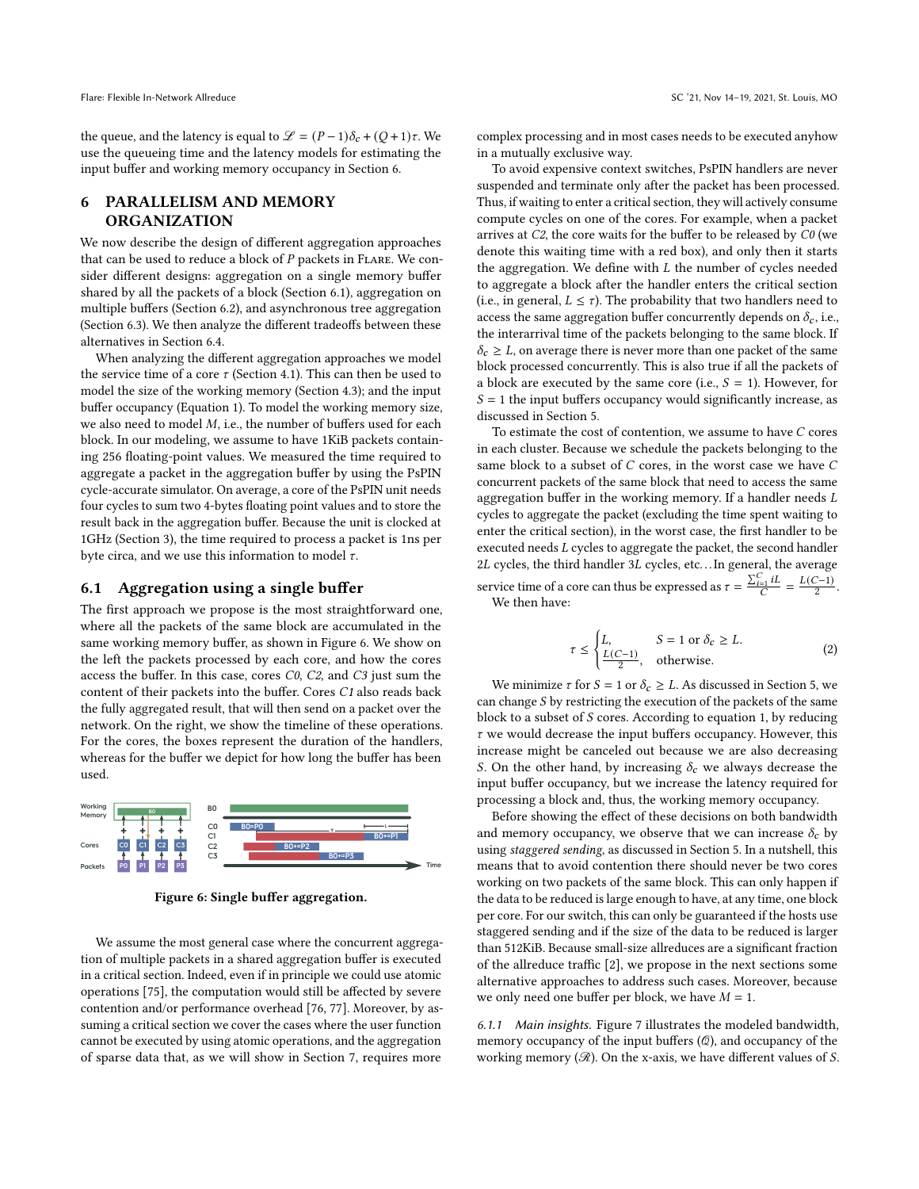the queue, and the latency is equal to $\mathscr{L} = (P-1)\delta_c + (Q+1)\tau$. We use the queueing time and the latency models for estimating the input buffer and working memory occupancy in Section 6.

# 6 PARALLELISM AND MEMORY ORGANIZATION

We now describe the design of different aggregation approaches that can be used to reduce a block of $P$ packets in Flare. We consider different designs: aggregation on a single memory buffer shared by all the packets of a block (Section 6.1), aggregation on multiple buffers (Section 6.2), and asynchronous tree aggregation (Section 6.3). We then analyze the different tradeoffs between these alternatives in Section 6.4.

When analyzing the different aggregation approaches we model the service time of a core $\tau$ (Section 4.1). This can then be used to model the size of the working memory (Section 4.3); and the input buffer occupancy (Equation 1). To model the working memory size, we also need to model $M$, i.e., the number of buffers used for each block. In our modeling, we assume to have 1KiB packets containing 256 floating-point values. We measured the time required to aggregate a packet in the aggregation buffer by using the PsPIN cycle-accurate simulator. On average, a core of the PsPIN unit needs four cycles to sum two 4-bytes floating point values and to store the result back in the aggregation buffer. Because the unit is clocked at 1GHz (Section 3), the time required to process a packet is 1ns per byte circa, and we use this information to model $\tau$.

## 6.1 Aggregation using a single buffer

The first approach we propose is the most straightforward one, where all the packets of the same block are accumulated in the same working memory buffer, as shown in Figure 6. We show on the left the packets processed by each core, and how the cores access the buffer. In this case, cores *C0*, *C2*, and *C3* just sum the content of their packets into the buffer. Cores *C1* also reads back the fully aggregated result, that will then send on a packet over the network. On the right, we show the timeline of these operations. For the cores, the boxes represent the duration of the handlers, whereas for the buffer we depict for how long the buffer has been used.

Figure 6: Single buffer aggregation.

We assume the most general case where the concurrent aggregation of multiple packets in a shared aggregation buffer is executed in a critical section. Indeed, even if in principle we could use atomic operations [75], the computation would still be affected by severe contention and/or performance overhead [76, 77]. Moreover, by assuming a critical section we cover the cases where the user function cannot be executed by using atomic operations, and the aggregation of sparse data that, as we will show in Section 7, requires more complex processing and in most cases needs to be executed anyhow in a mutually exclusive way.

To avoid expensive context switches, PsPIN handlers are never suspended and terminate only after the packet has been processed. Thus, if waiting to enter a critical section, they will actively consume compute cycles on one of the cores. For example, when a packet arrives at *C2*, the core waits for the buffer to be released by *C0* (we denote this waiting time with a red box), and only then it starts the aggregation. We define with $L$ the number of cycles needed to aggregate a block after the handler enters the critical section (i.e., in general, $L \le \tau$). The probability that two handlers need to access the same aggregation buffer concurrently depends on $\delta_c$, i.e., the interarrival time of the packets belonging to the same block. If $\delta_c \ge L$, on average there is never more than one packet of the same block processed concurrently. This is also true if all the packets of a block are executed by the same core (i.e., $S = 1$). However, for $S = 1$ the input buffers occupancy would significantly increase, as discussed in Section 5.

To estimate the cost of contention, we assume to have $C$ cores in each cluster. Because we schedule the packets belonging to the same block to a subset of $C$ cores, in the worst case we have $C$ concurrent packets of the same block that need to access the same aggregation buffer in the working memory. If a handler needs $L$ cycles to aggregate the packet (excluding the time spent waiting to enter the critical section), in the worst case, the first handler to be executed needs $L$ cycles to aggregate the packet, the second handler $2L$ cycles, the third handler $3L$ cycles, etc. . . In general, the average service time of a core can thus be expressed as $\tau = \frac{\sum_{i=1}^{C} iL}{C} = \frac{L(C-1)}{2}$.

We then have:

$$\tau \le \begin{cases} L, & S = 1 \text{ or } \delta_c \ge L. \\ \frac{L(C-1)}{2}, & \text{otherwise.} \end{cases} \quad (2)$$

We minimize $\tau$ for $S = 1$ or $\delta_c \ge L$. As discussed in Section 5, we can change $S$ by restricting the execution of the packets of the same block to a subset of $S$ cores. According to equation 1, by reducing $\tau$ we would decrease the input buffers occupancy. However, this increase might be canceled out because we are also decreasing $S$. On the other hand, by increasing $\delta_c$ we always decrease the input buffer occupancy, but we increase the latency required for processing a block and, thus, the working memory occupancy.

Before showing the effect of these decisions on both bandwidth and memory occupancy, we observe that we can increase $\delta_c$ by using *staggered sending*, as discussed in Section 5. In a nutshell, this means that to avoid contention there should never be two cores working on two packets of the same block. This can only happen if the data to be reduced is large enough to have, at any time, one block per core. For our switch, this can only be guaranteed if the hosts use staggered sending and if the size of the data to be reduced is larger than 512KiB. Because small-size allreduces are a significant fraction of the allreduce traffic [2], we propose in the next sections some alternative approaches to address such cases. Moreover, because we only need one buffer per block, we have $M = 1$.

*6.1.1 Main insights.* Figure 7 illustrates the modeled bandwidth, memory occupancy of the input buffers ($\mathscr{Q}$), and occupancy of the working memory ($\mathscr{R}$). On the x-axis, we have different values of $S$.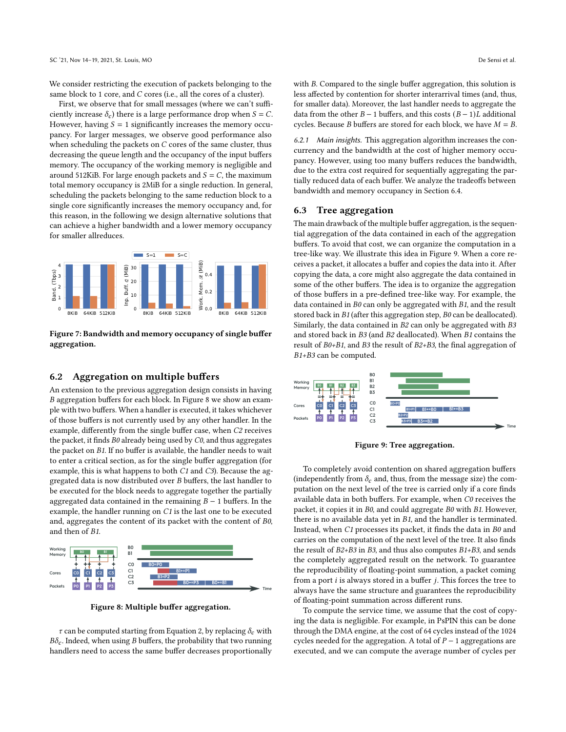We consider restricting the execution of packets belonging to the same block to 1 core, and $C$ cores (i.e., all the cores of a cluster).

First, we observe that for small messages (where we can't sufficiently increase $\delta_c$) there is a large performance drop when $S = C$. However, having $S = 1$ significantly increases the memory occupancy. For larger messages, we observe good performance also when scheduling the packets on $C$ cores of the same cluster, thus decreasing the queue length and the occupancy of the input buffers memory. The occupancy of the working memory is negligible and around 512KiB. For large enough packets and $S = C$, the maximum total memory occupancy is 2MiB for a single reduction. In general, scheduling the packets belonging to the same reduction block to a single core significantly increases the memory occupancy and, for this reason, in the following we design alternative solutions that can achieve a higher bandwidth and a lower memory occupancy for smaller allreduces.

**Figure 7: Bandwidth and memory occupancy of single buffer aggregation.**

## 6.2 Aggregation on multiple buffers

An extension to the previous aggregation design consists in having $B$ aggregation buffers for each block. In Figure 8 we show an example with two buffers. When a handler is executed, it takes whichever of those buffers is not currently used by any other handler. In the example, differently from the single buffer case, when *C2* receives the packet, it finds *B0* already being used by *C0*, and thus aggregates the packet on *B1*. If no buffer is available, the handler needs to wait to enter a critical section, as for the single buffer aggregation (for example, this is what happens to both *C1* and *C3*). Because the aggregated data is now distributed over $B$ buffers, the last handler to be executed for the block needs to aggregate together the partially aggregated data contained in the remaining $B - 1$ buffers. In the example, the handler running on *C1* is the last one to be executed and, aggregates the content of its packet with the content of *B0*, and then of *B1*.

**Figure 8: Multiple buffer aggregation.**

$\tau$ can be computed starting from Equation 2, by replacing $\delta_c$ with $B\delta_c$. Indeed, when using $B$ buffers, the probability that two running handlers need to access the same buffer decreases proportionally with $B$. Compared to the single buffer aggregation, this solution is less affected by contention for shorter interarrival times (and, thus, for smaller data). Moreover, the last handler needs to aggregate the data from the other $B - 1$ buffers, and this costs $(B - 1)L$ additional cycles. Because $B$ buffers are stored for each block, we have $M = B$.

*6.2.1 Main insights.* This aggregation algorithm increases the concurrency and the bandwidth at the cost of higher memory occupancy. However, using too many buffers reduces the bandwidth, due to the extra cost required for sequentially aggregating the partially reduced data of each buffer. We analyze the tradeoffs between bandwidth and memory occupancy in Section 6.4.

## 6.3 Tree aggregation

The main drawback of the multiple buffer aggregation, is the sequential aggregation of the data contained in each of the aggregation buffers. To avoid that cost, we can organize the computation in a tree-like way. We illustrate this idea in Figure 9. When a core receives a packet, it allocates a buffer and copies the data into it. After copying the data, a core might also aggregate the data contained in some of the other buffers. The idea is to organize the aggregation of those buffers in a pre-defined tree-like way. For example, the data contained in *B0* can only be aggregated with *B1*, and the result stored back in *B1* (after this aggregation step, *B0* can be deallocated). Similarly, the data contained in *B2* can only be aggregated with *B3* and stored back in *B3* (and *B2* deallocated). When *B1* contains the result of *B0+B1*, and *B3* the result of *B2+B3*, the final aggregation of *B1+B3* can be computed.

**Figure 9: Tree aggregation.**

To completely avoid contention on shared aggregation buffers (independently from $\delta_c$ and, thus, from the message size) the computation on the next level of the tree is carried only if a core finds available data in both buffers. For example, when *C0* receives the packet, it copies it in *B0*, and could aggregate *B0* with *B1*. However, there is no available data yet in *B1*, and the handler is terminated. Instead, when *C1* processes its packet, it finds the data in *B0* and carries on the computation of the next level of the tree. It also finds the result of *B2+B3* in *B3*, and thus also computes *B1+B3*, and sends the completely aggregated result on the network. To guarantee the reproducibility of floating-point summation, a packet coming from a port $i$ is always stored in a buffer $j$. This forces the tree to always have the same structure and guarantees the reproducibility of floating-point summation across different runs.

To compute the service time, we assume that the cost of copying the data is negligible. For example, in PsPIN this can be done through the DMA engine, at the cost of 64 cycles instead of the 1024 cycles needed for the aggregation. A total of $P - 1$ aggregations are executed, and we can compute the average number of cycles per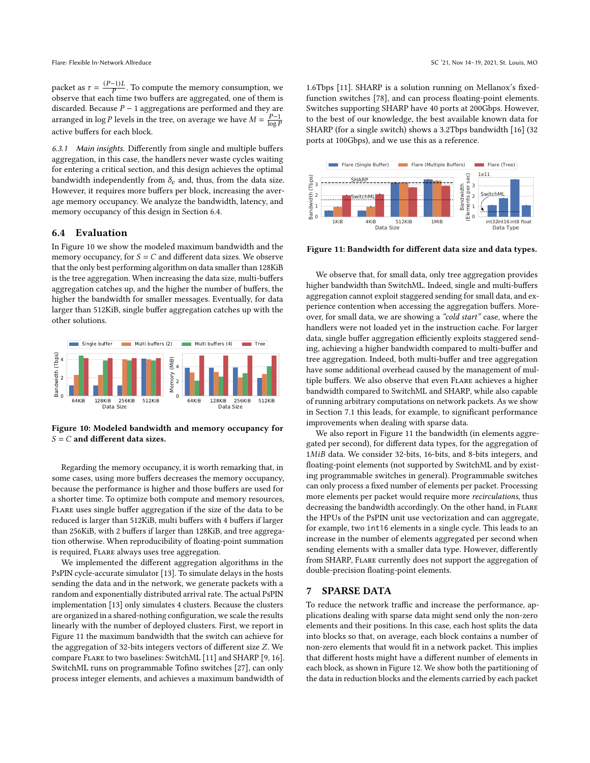packet as $\tau = \frac{(P-1)L}{P}$. To compute the memory consumption, we observe that each time two buffers are aggregated, one of them is discarded. Because $P-1$ aggregations are performed and they are arranged in $\log P$ levels in the tree, on average we have $M = \frac{P-1}{\log P}$ active buffers for each block.

*6.3.1 Main insights.* Differently from single and multiple buffers aggregation, in this case, the handlers never waste cycles waiting for entering a critical section, and this design achieves the optimal bandwidth independently from $\delta_c$ and, thus, from the data size. However, it requires more buffers per block, increasing the average memory occupancy. We analyze the bandwidth, latency, and memory occupancy of this design in Section 6.4.

## 6.4 Evaluation

In Figure 10 we show the modeled maximum bandwidth and the memory occupancy, for $S = C$ and different data sizes. We observe that the only best performing algorithm on data smaller than 128KiB is the tree aggregation. When increasing the data size, multi-buffers aggregation catches up, and the higher the number of buffers, the higher the bandwidth for smaller messages. Eventually, for data larger than 512KiB, single buffer aggregation catches up with the other solutions.

**Figure 10: Modeled bandwidth and memory occupancy for $S = C$ and different data sizes.**

Regarding the memory occupancy, it is worth remarking that, in some cases, using more buffers decreases the memory occupancy, because the performance is higher and those buffers are used for a shorter time. To optimize both compute and memory resources, Flare uses single buffer aggregation if the size of the data to be reduced is larger than 512KiB, multi buffers with 4 buffers if larger than 256KiB, with 2 buffers if larger than 128KiB, and tree aggregation otherwise. When reproducibility of floating-point summation is required, Flare always uses tree aggregation.

We implemented the different aggregation algorithms in the PsPIN cycle-accurate simulator [13]. To simulate delays in the hosts sending the data and in the network, we generate packets with a random and exponentially distributed arrival rate. The actual PsPIN implementation [13] only simulates 4 clusters. Because the clusters are organized in a shared-nothing configuration, we scale the results linearly with the number of deployed clusters. First, we report in Figure 11 the maximum bandwidth that the switch can achieve for the aggregation of 32-bits integers vectors of different size $Z$. We compare Flare to two baselines: SwitchML [11] and SHARP [9, 16]. SwitchML runs on programmable Tofino switches [27], can only process integer elements, and achieves a maximum bandwidth of 1.6Tbps [11]. SHARP is a solution running on Mellanox's fixed-function switches [78], and can process floating-point elements. Switches supporting SHARP have 40 ports at 200Gbps. However, to the best of our knowledge, the best available known data for SHARP (for a single switch) shows a 3.2Tbps bandwidth [16] (32 ports at 100Gbps), and we use this as a reference.

**Figure 11: Bandwidth for different data size and data types.**

We observe that, for small data, only tree aggregation provides higher bandwidth than SwitchML. Indeed, single and multi-buffers aggregation cannot exploit staggered sending for small data, and experience contention when accessing the aggregation buffers. Moreover, for small data, we are showing a *"cold start"* case, where the handlers were not loaded yet in the instruction cache. For larger data, single buffer aggregation efficiently exploits staggered sending, achieving a higher bandwidth compared to multi-buffer and tree aggregation. Indeed, both multi-buffer and tree aggregation have some additional overhead caused by the management of multiple buffers. We also observe that even Flare achieves a higher bandwidth compared to SwitchML and SHARP, while also capable of running arbitrary computations on network packets. As we show in Section 7.1 this leads, for example, to significant performance improvements when dealing with sparse data.

We also report in Figure 11 the bandwidth (in elements aggregated per second), for different data types, for the aggregation of 1*MiB* data. We consider 32-bits, 16-bits, and 8-bits integers, and floating-point elements (not supported by SwitchML and by existing programmable switches in general). Programmable switches can only process a fixed number of elements per packet. Processing more elements per packet would require more *recirculations*, thus decreasing the bandwidth accordingly. On the other hand, in Flare the HPUs of the PsPIN unit use vectorization and can aggregate, for example, two `int16` elements in a single cycle. This leads to an increase in the number of elements aggregated per second when sending elements with a smaller data type. However, differently from SHARP, Flare currently does not support the aggregation of double-precision floating-point elements.

## 7 SPARSE DATA

To reduce the network traffic and increase the performance, applications dealing with sparse data might send only the non-zero elements and their positions. In this case, each host splits the data into blocks so that, on average, each block contains a number of non-zero elements that would fit in a network packet. This implies that different hosts might have a different number of elements in each block, as shown in Figure 12. We show both the partitioning of the data in reduction blocks and the elements carried by each packet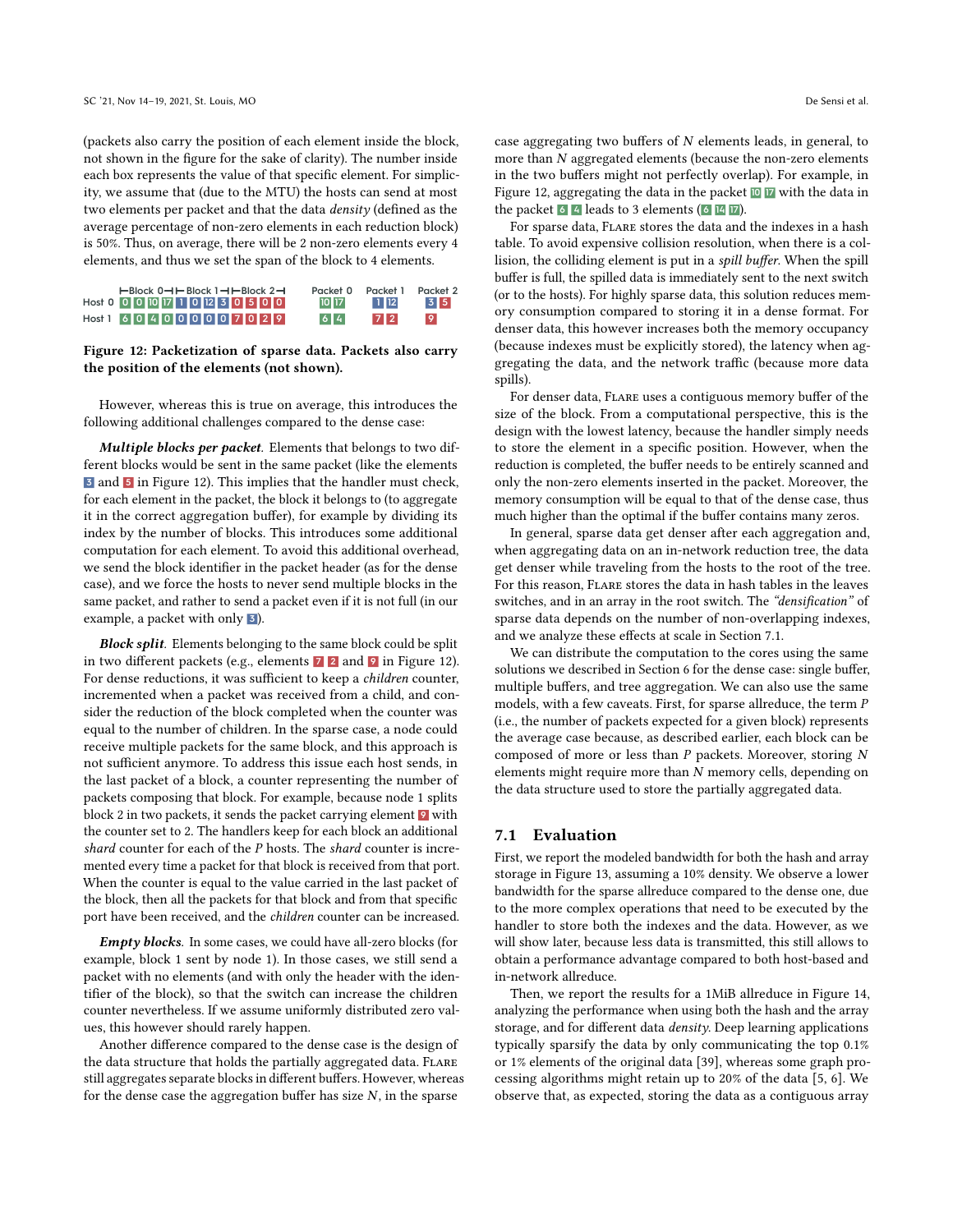(packets also carry the position of each element inside the block, not shown in the figure for the sake of clarity). The number inside each box represents the value of that specific element. For simplicity, we assume that (due to the MTU) the hosts can send at most two elements per packet and that the data *density* (defined as the average percentage of non-zero elements in each reduction block) is 50%. Thus, on average, there will be 2 non-zero elements every 4 elements, and thus we set the span of the block to 4 elements.

| | Block 0 | | | | Block 1 | | | | Block 2 | | | | Packet 0 | | Packet 1 | | Packet 2 | |
|---|---|---|---|---|---|---|---|---|---|---|---|---|---|---|---|---|---|---|
| Host 0 | 0 | 0 | 10 | 17 | 1 | 0 | 12 | 3 | 0 | 5 | 0 | 0 | 10 | 17 | 1 | 12 | 3 | 5 |
| Host 1 | 6 | 0 | 4 | 0 | 0 | 0 | 0 | 0 | 7 | 0 | 2 | 9 | 6 | 4 | 7 | 2 | 9 | |

**Figure 12: Packetization of sparse data. Packets also carry the position of the elements (not shown).**

However, whereas this is true on average, this introduces the following additional challenges compared to the dense case:

***Multiple blocks per packet.*** Elements that belongs to two different blocks would be sent in the same packet (like the elements 3 and 5 in Figure 12). This implies that the handler must check, for each element in the packet, the block it belongs to (to aggregate it in the correct aggregation buffer), for example by dividing its index by the number of blocks. This introduces some additional computation for each element. To avoid this additional overhead, we send the block identifier in the packet header (as for the dense case), and we force the hosts to never send multiple blocks in the same packet, and rather to send a packet even if it is not full (in our example, a packet with only 3).

***Block split.*** Elements belonging to the same block could be split in two different packets (e.g., elements 7 2 and 9 in Figure 12). For dense reductions, it was sufficient to keep a *children* counter, incremented when a packet was received from a child, and consider the reduction of the block completed when the counter was equal to the number of children. In the sparse case, a node could receive multiple packets for the same block, and this approach is not sufficient anymore. To address this issue each host sends, in the last packet of a block, a counter representing the number of packets composing that block. For example, because node 1 splits block 2 in two packets, it sends the packet carrying element 9 with the counter set to 2. The handlers keep for each block an additional *shard* counter for each of the $P$ hosts. The *shard* counter is incremented every time a packet for that block is received from that port. When the counter is equal to the value carried in the last packet of the block, then all the packets for that block and from that specific port have been received, and the *children* counter can be increased.

***Empty blocks.*** In some cases, we could have all-zero blocks (for example, block 1 sent by node 1). In those cases, we still send a packet with no elements (and with only the header with the identifier of the block), so that the switch can increase the children counter nevertheless. If we assume uniformly distributed zero values, this however should rarely happen.

Another difference compared to the dense case is the design of the data structure that holds the partially aggregated data. Flare still aggregates separate blocks in different buffers. However, whereas for the dense case the aggregation buffer has size $N$, in the sparse case aggregating two buffers of $N$ elements leads, in general, to more than $N$ aggregated elements (because the non-zero elements in the two buffers might not perfectly overlap). For example, in Figure 12, aggregating the data in the packet 10 17 with the data in the packet 6 4 leads to 3 elements (6 14 17).

For sparse data, Flare stores the data and the indexes in a hash table. To avoid expensive collision resolution, when there is a collision, the colliding element is put in a *spill buffer*. When the spill buffer is full, the spilled data is immediately sent to the next switch (or to the hosts). For highly sparse data, this solution reduces memory consumption compared to storing it in a dense format. For denser data, this however increases both the memory occupancy (because indexes must be explicitly stored), the latency when aggregating the data, and the network traffic (because more data spills).

For denser data, Flare uses a contiguous memory buffer of the size of the block. From a computational perspective, this is the design with the lowest latency, because the handler simply needs to store the element in a specific position. However, when the reduction is completed, the buffer needs to be entirely scanned and only the non-zero elements inserted in the packet. Moreover, the memory consumption will be equal to that of the dense case, thus much higher than the optimal if the buffer contains many zeros.

In general, sparse data get denser after each aggregation and, when aggregating data on an in-network reduction tree, the data get denser while traveling from the hosts to the root of the tree. For this reason, Flare stores the data in hash tables in the leaves switches, and in an array in the root switch. The *"densification"* of sparse data depends on the number of non-overlapping indexes, and we analyze these effects at scale in Section 7.1.

We can distribute the computation to the cores using the same solutions we described in Section 6 for the dense case: single buffer, multiple buffers, and tree aggregation. We can also use the same models, with a few caveats. First, for sparse allreduce, the term $P$ (i.e., the number of packets expected for a given block) represents the average case because, as described earlier, each block can be composed of more or less than $P$ packets. Moreover, storing $N$ elements might require more than $N$ memory cells, depending on the data structure used to store the partially aggregated data.

## 7.1 Evaluation

First, we report the modeled bandwidth for both the hash and array storage in Figure 13, assuming a 10% density. We observe a lower bandwidth for the sparse allreduce compared to the dense one, due to the more complex operations that need to be executed by the handler to store both the indexes and the data. However, as we will show later, because less data is transmitted, this still allows to obtain a performance advantage compared to both host-based and in-network allreduce.

Then, we report the results for a 1MiB allreduce in Figure 14, analyzing the performance when using both the hash and the array storage, and for different data *density*. Deep learning applications typically sparsify the data by only communicating the top 0.1% or 1% elements of the original data [39], whereas some graph processing algorithms might retain up to 20% of the data [5, 6]. We observe that, as expected, storing the data as a contiguous array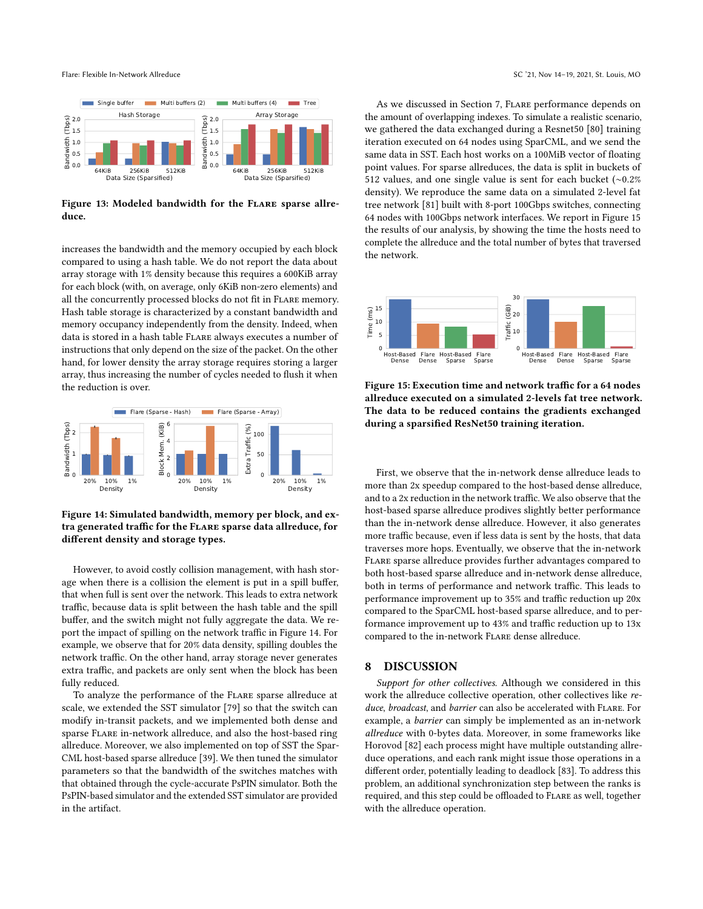Figure 13: Modeled bandwidth for the FLARE sparse allreduce.

increases the bandwidth and the memory occupied by each block compared to using a hash table. We do not report the data about array storage with 1% density because this requires a 600KiB array for each block (with, on average, only 6KiB non-zero elements) and all the concurrently processed blocks do not fit in FLARE memory. Hash table storage is characterized by a constant bandwidth and memory occupancy independently from the density. Indeed, when data is stored in a hash table FLARE always executes a number of instructions that only depend on the size of the packet. On the other hand, for lower density the array storage requires storing a larger array, thus increasing the number of cycles needed to flush it when the reduction is over.

Figure 14: Simulated bandwidth, memory per block, and extra generated traffic for the FLARE sparse data allreduce, for different density and storage types.

However, to avoid costly collision management, with hash storage when there is a collision the element is put in a spill buffer, that when full is sent over the network. This leads to extra network traffic, because data is split between the hash table and the spill buffer, and the switch might not fully aggregate the data. We report the impact of spilling on the network traffic in Figure 14. For example, we observe that for 20% data density, spilling doubles the network traffic. On the other hand, array storage never generates extra traffic, and packets are only sent when the block has been fully reduced.

To analyze the performance of the FLARE sparse allreduce at scale, we extended the SST simulator [79] so that the switch can modify in-transit packets, and we implemented both dense and sparse FLARE in-network allreduce, and also the host-based ring allreduce. Moreover, we also implemented on top of SST the SparCML host-based sparse allreduce [39]. We then tuned the simulator parameters so that the bandwidth of the switches matches with that obtained through the cycle-accurate PsPIN simulator. Both the PsPIN-based simulator and the extended SST simulator are provided in the artifact.

As we discussed in Section 7, FLARE performance depends on the amount of overlapping indexes. To simulate a realistic scenario, we gathered the data exchanged during a Resnet50 [80] training iteration executed on 64 nodes using SparCML, and we send the same data in SST. Each host works on a 100MiB vector of floating point values. For sparse allreduces, the data is split in buckets of 512 values, and one single value is sent for each bucket (~0.2% density). We reproduce the same data on a simulated 2-level fat tree network [81] built with 8-port 100Gbps switches, connecting 64 nodes with 100Gbps network interfaces. We report in Figure 15 the results of our analysis, by showing the time the hosts need to complete the allreduce and the total number of bytes that traversed the network.

Figure 15: Execution time and network traffic for a 64 nodes allreduce executed on a simulated 2-levels fat tree network. The data to be reduced contains the gradients exchanged during a sparsified ResNet50 training iteration.

First, we observe that the in-network dense allreduce leads to more than 2x speedup compared to the host-based dense allreduce, and to a 2x reduction in the network traffic. We also observe that the host-based sparse allreduce prodives slightly better performance than the in-network dense allreduce. However, it also generates more traffic because, even if less data is sent by the hosts, that data traverses more hops. Eventually, we observe that the in-network FLARE sparse allreduce provides further advantages compared to both host-based sparse allreduce and in-network dense allreduce, both in terms of performance and network traffic. This leads to performance improvement up to 35% and traffic reduction up to 20x compared to the SparCML host-based sparse allreduce, and to performance improvement up to 43% and traffic reduction up to 13x compared to the in-network FLARE dense allreduce.

## 8 DISCUSSION

*Support for other collectives.* Although we considered in this work the allreduce collective operation, other collectives like *reduce*, *broadcast*, and *barrier* can also be accelerated with FLARE. For example, a *barrier* can simply be implemented as an in-network *allreduce* with 0-bytes data. Moreover, in some frameworks like Horovod [82] each process might have multiple outstanding allreduce operations, and each rank might issue those operations in a different order, potentially leading to deadlock [83]. To address this problem, an additional synchronization step between the ranks is required, and this step could be offloaded to FLARE as well, together with the allreduce operation.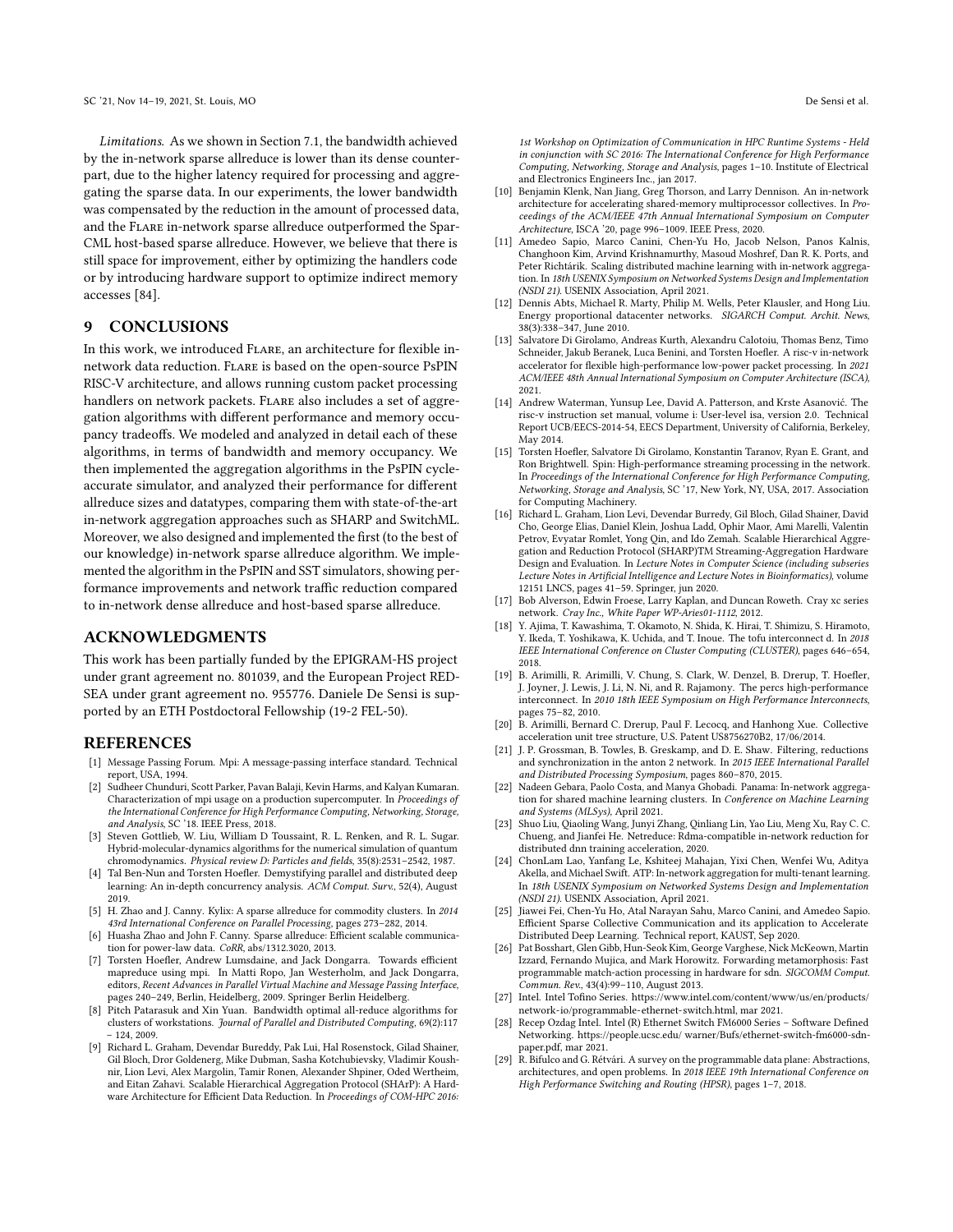*Limitations.* As we shown in Section 7.1, the bandwidth achieved by the in-network sparse allreduce is lower than its dense counterpart, due to the higher latency required for processing and aggregating the sparse data. In our experiments, the lower bandwidth was compensated by the reduction in the amount of processed data, and the Flare in-network sparse allreduce outperformed the SparCML host-based sparse allreduce. However, we believe that there is still space for improvement, either by optimizing the handlers code or by introducing hardware support to optimize indirect memory accesses [84].

## 9 CONCLUSIONS

In this work, we introduced Flare, an architecture for flexible in-network data reduction. Flare is based on the open-source PsPIN RISC-V architecture, and allows running custom packet processing handlers on network packets. Flare also includes a set of aggregation algorithms with different performance and memory occupancy tradeoffs. We modeled and analyzed in detail each of these algorithms, in terms of bandwidth and memory occupancy. We then implemented the aggregation algorithms in the PsPIN cycle-accurate simulator, and analyzed their performance for different allreduce sizes and datatypes, comparing them with state-of-the-art in-network aggregation approaches such as SHARP and SwitchML. Moreover, we also designed and implemented the first (to the best of our knowledge) in-network sparse allreduce algorithm. We implemented the algorithm in the PsPIN and SST simulators, showing performance improvements and network traffic reduction compared to in-network dense allreduce and host-based sparse allreduce.

## ACKNOWLEDGMENTS

This work has been partially funded by the EPIGRAM-HS project under grant agreement no. 801039, and the European Project RED-SEA under grant agreement no. 955776. Daniele De Sensi is supported by an ETH Postdoctoral Fellowship (19-2 FEL-50).

## REFERENCES

- [1] Message Passing Forum. Mpi: A message-passing interface standard. Technical report, USA, 1994.
- [2] Sudheer Chunduri, Scott Parker, Pavan Balaji, Kevin Harms, and Kalyan Kumaran. Characterization of mpi usage on a production supercomputer. In *Proceedings of the International Conference for High Performance Computing, Networking, Storage, and Analysis*, SC '18. IEEE Press, 2018.
- [3] Steven Gottlieb, W. Liu, William D Toussaint, R. L. Renken, and R. L. Sugar. Hybrid-molecular-dynamics algorithms for the numerical simulation of quantum chromodynamics. *Physical review D: Particles and fields*, 35(8):2531–2542, 1987.
- [4] Tal Ben-Nun and Torsten Hoefler. Demystifying parallel and distributed deep learning: An in-depth concurrency analysis. *ACM Comput. Surv.*, 52(4), August 2019.
- [5] H. Zhao and J. Canny. Kylix: A sparse allreduce for commodity clusters. In *2014 43rd International Conference on Parallel Processing*, pages 273–282, 2014.
- [6] Huasha Zhao and John F. Canny. Sparse allreduce: Efficient scalable communication for power-law data. *CoRR*, abs/1312.3020, 2013.
- [7] Torsten Hoefler, Andrew Lumsdaine, and Jack Dongarra. Towards efficient mapreduce using mpi. In Matti Ropo, Jan Westerholm, and Jack Dongarra, editors, *Recent Advances in Parallel Virtual Machine and Message Passing Interface*, pages 240–249, Berlin, Heidelberg, 2009. Springer Berlin Heidelberg.
- [8] Pitch Patarasuk and Xin Yuan. Bandwidth optimal all-reduce algorithms for clusters of workstations. *Journal of Parallel and Distributed Computing*, 69(2):117 – 124, 2009.
- [9] Richard L. Graham, Devendar Bureddy, Pak Lui, Hal Rosenstock, Gilad Shainer, Gil Bloch, Dror Goldenerg, Mike Dubman, Sasha Kotchubievsky, Vladimir Koushnir, Lion Levi, Alex Margolin, Tamir Ronen, Alexander Shpiner, Oded Wertheim, and Eitan Zahavi. Scalable Hierarchical Aggregation Protocol (SHArP): A Hardware Architecture for Efficient Data Reduction. In *Proceedings of COM-HPC 2016: 1st Workshop on Optimization of Communication in HPC Runtime Systems - Held in conjunction with SC 2016: The International Conference for High Performance Computing, Networking, Storage and Analysis*, pages 1–10. Institute of Electrical and Electronics Engineers Inc., jan 2017.
- [10] Benjamin Klenk, Nan Jiang, Greg Thorson, and Larry Dennison. An in-network architecture for accelerating shared-memory multiprocessor collectives. In *Proceedings of the ACM/IEEE 47th Annual International Symposium on Computer Architecture*, ISCA '20, page 996–1009. IEEE Press, 2020.
- [11] Amedeo Sapio, Marco Canini, Chen-Yu Ho, Jacob Nelson, Panos Kalnis, Changhoon Kim, Arvind Krishnamurthy, Masoud Moshref, Dan R. K. Ports, and Peter Richtárik. Scaling distributed machine learning with in-network aggregation. In *18th USENIX Symposium on Networked Systems Design and Implementation (NSDI 21)*. USENIX Association, April 2021.
- [12] Dennis Abts, Michael R. Marty, Philip M. Wells, Peter Klausler, and Hong Liu. Energy proportional datacenter networks. *SIGARCH Comput. Archit. News*, 38(3):338–347, June 2010.
- [13] Salvatore Di Girolamo, Andreas Kurth, Alexandru Calotoiu, Thomas Benz, Timo Schneider, Jakub Beranek, Luca Benini, and Torsten Hoefler. A risc-v in-network accelerator for flexible high-performance low-power packet processing. In *2021 ACM/IEEE 48th Annual International Symposium on Computer Architecture (ISCA)*, 2021.
- [14] Andrew Waterman, Yunsup Lee, David A. Patterson, and Krste Asanović. The risc-v instruction set manual, volume i: User-level isa, version 2.0. Technical Report UCB/EECS-2014-54, EECS Department, University of California, Berkeley, May 2014.
- [15] Torsten Hoefler, Salvatore Di Girolamo, Konstantin Taranov, Ryan E. Grant, and Ron Brightwell. Spin: High-performance streaming processing in the network. In *Proceedings of the International Conference for High Performance Computing, Networking, Storage and Analysis*, SC '17, New York, NY, USA, 2017. Association for Computing Machinery.
- [16] Richard L. Graham, Lion Levi, Devendar Burredy, Gil Bloch, Gilad Shainer, David Cho, George Elias, Daniel Klein, Joshua Ladd, Ophir Maor, Ami Marelli, Valentin Petrov, Evyatar Romlet, Yong Qin, and Ido Zemah. Scalable Hierarchical Aggregation and Reduction Protocol (SHARP)TM Streaming-Aggregation Hardware Design and Evaluation. In *Lecture Notes in Computer Science (including subseries Lecture Notes in Artificial Intelligence and Lecture Notes in Bioinformatics)*, volume 12151 LNCS, pages 41–59. Springer, jun 2020.
- [17] Bob Alverson, Edwin Froese, Larry Kaplan, and Duncan Roweth. Cray xc series network. *Cray Inc., White Paper WP-Aries01-1112*, 2012.
- [18] Y. Ajima, T. Kawashima, T. Okamoto, N. Shida, K. Hirai, T. Shimizu, S. Hiramoto, Y. Ikeda, T. Yoshikawa, K. Uchida, and T. Inoue. The tofu interconnect d. In *2018 IEEE International Conference on Cluster Computing (CLUSTER)*, pages 646–654, 2018.
- [19] B. Arimilli, R. Arimilli, V. Chung, S. Clark, W. Denzel, B. Drerup, T. Hoefler, J. Joyner, J. Lewis, J. Li, N. Ni, and R. Rajamony. The percs high-performance interconnect. In *2010 18th IEEE Symposium on High Performance Interconnects*, pages 75–82, 2010.
- [20] B. Arimilli, Bernard C. Drerup, Paul F. Lecocq, and Hanhong Xue. Collective acceleration unit tree structure, U.S. Patent US8756270B2, 17/06/2014.
- [21] J. P. Grossman, B. Towles, B. Greskamp, and D. E. Shaw. Filtering, reductions and synchronization in the anton 2 network. In *2015 IEEE International Parallel and Distributed Processing Symposium*, pages 860–870, 2015.
- [22] Nadeen Gebara, Paolo Costa, and Manya Ghobadi. Panama: In-network aggregation for shared machine learning clusters. In *Conference on Machine Learning and Systems (MLSys)*, April 2021.
- [23] Shuo Liu, Qiaoling Wang, Junyi Zhang, Qinliang Lin, Yao Liu, Meng Xu, Ray C. C. Chueng, and Jianfei He. Netreduce: Rdma-compatible in-network reduction for distributed dnn training acceleration, 2020.
- [24] ChonLam Lao, Yanfang Le, Kshiteej Mahajan, Yixi Chen, Wenfei Wu, Aditya Akella, and Michael Swift. ATP: In-network aggregation for multi-tenant learning. In *18th USENIX Symposium on Networked Systems Design and Implementation (NSDI 21)*. USENIX Association, April 2021.
- [25] Jiawei Fei, Chen-Yu Ho, Atal Narayan Sahu, Marco Canini, and Amedeo Sapio. Efficient Sparse Collective Communication and its application to Accelerate Distributed Deep Learning. Technical report, KAUST, Sep 2020.
- [26] Pat Bosshart, Glen Gibb, Hun-Seok Kim, George Varghese, Nick McKeown, Martin Izzard, Fernando Mujica, and Mark Horowitz. Forwarding metamorphosis: Fast programmable match-action processing in hardware for sdn. *SIGCOMM Comput. Commun. Rev.*, 43(4):99–110, August 2013.
- [27] Intel. Intel Tofino Series. https://www.intel.com/content/www/us/en/products/network-io/programmable-ethernet-switch.html, mar 2021.
- [28] Recep Ozdag Intel. Intel (R) Ethernet Switch FM6000 Series – Software Defined Networking. https://people.ucsc.edu/ warner/Bufs/ethernet-switch-fm6000-sdn-paper.pdf, mar 2021.
- [29] R. Bifulco and G. Rétvári. A survey on the programmable data plane: Abstractions, architectures, and open problems. In *2018 IEEE 19th International Conference on High Performance Switching and Routing (HPSR)*, pages 1–7, 2018.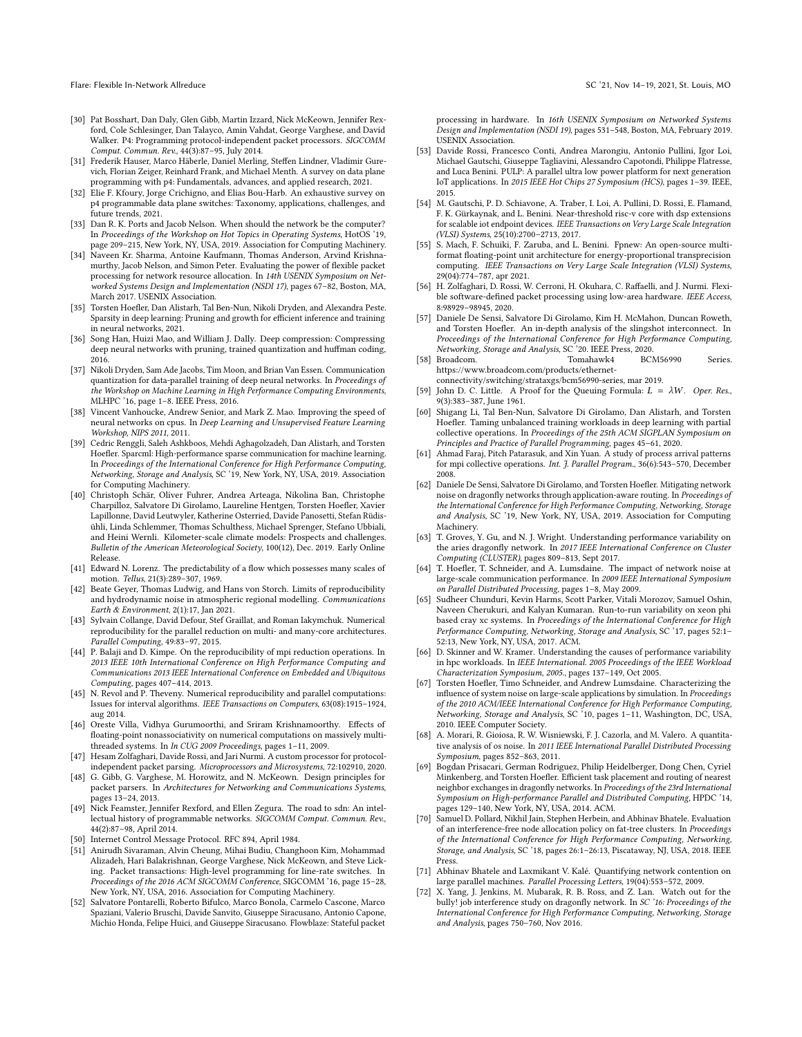[30] Pat Bosshart, Dan Daly, Glen Gibb, Martin Izzard, Nick McKeown, Jennifer Rexford, Cole Schlesinger, Dan Talayco, Amin Vahdat, George Varghese, and David Walker. P4: Programming protocol-independent packet processors. *SIGCOMM Comput. Commun. Rev.*, 44(3):87–95, July 2014.

[31] Frederik Hauser, Marco Häberle, Daniel Merling, Steffen Lindner, Vladimir Gurevich, Florian Zeiger, Reinhard Frank, and Michael Menth. A survey on data plane programming with p4: Fundamentals, advances, and applied research, 2021.

[32] Elie F. Kfoury, Jorge Crichigno, and Elias Bou-Harb. An exhaustive survey on p4 programmable data plane switches: Taxonomy, applications, challenges, and future trends, 2021.

[33] Dan R. K. Ports and Jacob Nelson. When should the network be the computer? In *Proceedings of the Workshop on Hot Topics in Operating Systems*, HotOS '19, page 209–215, New York, NY, USA, 2019. Association for Computing Machinery.

[34] Naveen Kr. Sharma, Antoine Kaufmann, Thomas Anderson, Arvind Krishnamurthy, Jacob Nelson, and Simon Peter. Evaluating the power of flexible packet processing for network resource allocation. In *14th USENIX Symposium on Networked Systems Design and Implementation (NSDI 17)*, pages 67–82, Boston, MA, March 2017. USENIX Association.

[35] Torsten Hoefler, Dan Alistarh, Tal Ben-Nun, Nikoli Dryden, and Alexandra Peste. Sparsity in deep learning: Pruning and growth for efficient inference and training in neural networks, 2021.

[36] Song Han, Huizi Mao, and William J. Dally. Deep compression: Compressing deep neural networks with pruning, trained quantization and huffman coding, 2016.

[37] Nikoli Dryden, Sam Ade Jacobs, Tim Moon, and Brian Van Essen. Communication quantization for data-parallel training of deep neural networks. In *Proceedings of the Workshop on Machine Learning in High Performance Computing Environments*, MLHPC '16, page 1–8. IEEE Press, 2016.

[38] Vincent Vanhoucke, Andrew Senior, and Mark Z. Mao. Improving the speed of neural networks on cpus. In *Deep Learning and Unsupervised Feature Learning Workshop, NIPS 2011*, 2011.

[39] Cedric Renggli, Saleh Ashkboos, Mehdi Aghagolzadeh, Dan Alistarh, and Torsten Hoefler. Sparcml: High-performance sparse communication for machine learning. In *Proceedings of the International Conference for High Performance Computing, Networking, Storage and Analysis*, SC '19, New York, NY, USA, 2019. Association for Computing Machinery.

[40] Christoph Schär, Oliver Fuhrer, Andrea Arteaga, Nikolina Ban, Christophe Charpilloz, Salvatore Di Girolamo, Laureline Hentgen, Torsten Hoefler, Xavier Lapillonne, David Leutwyler, Katherine Osterried, Davide Panosetti, Stefan Rüdisühli, Linda Schlemmer, Thomas Schulthess, Michael Sprenger, Stefano Ubbiali, and Heini Wernli. Kilometer-scale climate models: Prospects and challenges. *Bulletin of the American Meteorological Society*, 100(12), Dec. 2019. Early Online Release.

[41] Edward N. Lorenz. The predictability of a flow which possesses many scales of motion. *Tellus*, 21(3):289–307, 1969.

[42] Beate Geyer, Thomas Ludwig, and Hans von Storch. Limits of reproducibility and hydrodynamic noise in atmospheric regional modelling. *Communications Earth & Environment*, 2(1):17, Jan 2021.

[43] Sylvain Collange, David Defour, Stef Graillat, and Roman Iakymchuk. Numerical reproducibility for the parallel reduction on multi- and many-core architectures. *Parallel Computing*, 49:83–97, 2015.

[44] P. Balaji and D. Kimpe. On the reproducibility of mpi reduction operations. In *2013 IEEE 10th International Conference on High Performance Computing and Communications 2013 IEEE International Conference on Embedded and Ubiquitous Computing*, pages 407–414, 2013.

[45] N. Revol and P. Theveny. Numerical reproducibility and parallel computations: Issues for interval algorithms. *IEEE Transactions on Computers*, 63(08):1915–1924, aug 2014.

[46] Oreste Villa, Vidhya Gurumoorthi, and Sriram Krishnamoorthy. Effects of floating-point nonassociativity on numerical computations on massively multithreaded systems. In *In CUG 2009 Proceedings*, pages 1–11, 2009.

[47] Hesam Zolfaghari, Davide Rossi, and Jari Nurmi. A custom processor for protocol-independent packet parsing. *Microprocessors and Microsystems*, 72:102910, 2020.

[48] G. Gibb, G. Varghese, M. Horowitz, and N. McKeown. Design principles for packet parsers. In *Architectures for Networking and Communications Systems*, pages 13–24, 2013.

[49] Nick Feamster, Jennifer Rexford, and Ellen Zegura. The road to sdn: An intellectual history of programmable networks. *SIGCOMM Comput. Commun. Rev.*, 44(2):87–98, April 2014.

[50] Internet Control Message Protocol. RFC 894, April 1984.

[51] Anirudh Sivaraman, Alvin Cheung, Mihai Budiu, Changhoon Kim, Mohammad Alizadeh, Hari Balakrishnan, George Varghese, Nick McKeown, and Steve Licking. Packet transactions: High-level programming for line-rate switches. In *Proceedings of the 2016 ACM SIGCOMM Conference*, SIGCOMM '16, page 15–28, New York, NY, USA, 2016. Association for Computing Machinery.

[52] Salvatore Pontarelli, Roberto Bifulco, Marco Bonola, Carmelo Cascone, Marco Spaziani, Valerio Bruschi, Davide Sanvito, Giuseppe Siracusano, Antonio Capone, Michio Honda, Felipe Huici, and Giuseppe Siracusano. Flowblaze: Stateful packet processing in hardware. In *16th USENIX Symposium on Networked Systems Design and Implementation (NSDI 19)*, pages 531–548, Boston, MA, February 2019. USENIX Association.

[53] Davide Rossi, Francesco Conti, Andrea Marongiu, Antonio Pullini, Igor Loi, Michael Gautschi, Giuseppe Tagliavini, Alessandro Capotondi, Philippe Flatresse, and Luca Benini. PULP: A parallel ultra low power platform for next generation IoT applications. In *2015 IEEE Hot Chips 27 Symposium (HCS)*, pages 1–39. IEEE, 2015.

[54] M. Gautschi, P. D. Schiavone, A. Traber, I. Loi, A. Pullini, D. Rossi, E. Flamand, F. K. Gürkaynak, and L. Benini. Near-threshold risc-v core with dsp extensions for scalable iot endpoint devices. *IEEE Transactions on Very Large Scale Integration (VLSI) Systems*, 25(10):2700–2713, 2017.

[55] S. Mach, F. Schuiki, F. Zaruba, and L. Benini. Fpnew: An open-source multiformat floating-point unit architecture for energy-proportional transprecision computing. *IEEE Transactions on Very Large Scale Integration (VLSI) Systems*, 29(04):774–787, apr 2021.

[56] H. Zolfaghari, D. Rossi, W. Cerroni, H. Okuhara, C. Raffaelli, and J. Nurmi. Flexible software-defined packet processing using low-area hardware. *IEEE Access*, 8:98929–98945, 2020.

[57] Daniele De Sensi, Salvatore Di Girolamo, Kim H. McMahon, Duncan Roweth, and Torsten Hoefler. An in-depth analysis of the slingshot interconnect. In *Proceedings of the International Conference for High Performance Computing, Networking, Storage and Analysis*, SC '20. IEEE Press, 2020.

[58] Broadcom. Tomahawk4 BCM56990 Series. https://www.broadcom.com/products/ethernet-connectivity/switching/strataxgs/bcm56990-series, mar 2019.

[59] John D. C. Little. A Proof for the Queuing Formula: $L = \lambda W$. *Oper. Res.*, 9(3):383–387, June 1961.

[60] Shigang Li, Tal Ben-Nun, Salvatore Di Girolamo, Dan Alistarh, and Torsten Hoefler. Taming unbalanced training workloads in deep learning with partial collective operations. In *Proceedings of the 25th ACM SIGPLAN Symposium on Principles and Practice of Parallel Programming*, pages 45–61, 2020.

[61] Ahmad Faraj, Pitch Patarasuk, and Xin Yuan. A study of process arrival patterns for mpi collective operations. *Int. J. Parallel Program.*, 36(6):543–570, December 2008.

[62] Daniele De Sensi, Salvatore Di Girolamo, and Torsten Hoefler. Mitigating network noise on dragonfly networks through application-aware routing. In *Proceedings of the International Conference for High Performance Computing, Networking, Storage and Analysis*, SC '19, New York, NY, USA, 2019. Association for Computing Machinery.

[63] T. Groves, Y. Gu, and N. J. Wright. Understanding performance variability on the aries dragonfly network. In *2017 IEEE International Conference on Cluster Computing (CLUSTER)*, pages 809–813, Sept 2017.

[64] T. Hoefler, T. Schneider, and A. Lumsdaine. The impact of network noise at large-scale communication performance. In *2009 IEEE International Symposium on Parallel Distributed Processing*, pages 1–8, May 2009.

[65] Sudheer Chunduri, Kevin Harms, Scott Parker, Vitali Morozov, Samuel Oshin, Naveen Cherukuri, and Kalyan Kumaran. Run-to-run variability on xeon phi based cray xc systems. In *Proceedings of the International Conference for High Performance Computing, Networking, Storage and Analysis*, SC '17, pages 52:1–52:13, New York, NY, USA, 2017. ACM.

[66] D. Skinner and W. Kramer. Understanding the causes of performance variability in hpc workloads. In *IEEE International. 2005 Proceedings of the IEEE Workload Characterization Symposium, 2005.*, pages 137–149, Oct 2005.

[67] Torsten Hoefler, Timo Schneider, and Andrew Lumsdaine. Characterizing the influence of system noise on large-scale applications by simulation. In *Proceedings of the 2010 ACM/IEEE International Conference for High Performance Computing, Networking, Storage and Analysis*, SC '10, pages 1–11, Washington, DC, USA, 2010. IEEE Computer Society.

[68] A. Morari, R. Gioiosa, R. W. Wisniewski, F. J. Cazorla, and M. Valero. A quantitative analysis of os noise. In *2011 IEEE International Parallel Distributed Processing Symposium*, pages 852–863, 2011.

[69] Bogdan Prisacari, German Rodriguez, Philip Heidelberger, Dong Chen, Cyriel Minkenberg, and Torsten Hoefler. Efficient task placement and routing of nearest neighbor exchanges in dragonfly networks. In *Proceedings of the 23rd International Symposium on High-performance Parallel and Distributed Computing*, HPDC '14, pages 129–140, New York, NY, USA, 2014. ACM.

[70] Samuel D. Pollard, Nikhil Jain, Stephen Herbein, and Abhinav Bhatele. Evaluation of an interference-free node allocation policy on fat-tree clusters. In *Proceedings of the International Conference for High Performance Computing, Networking, Storage, and Analysis*, SC '18, pages 26:1–26:13, Piscataway, NJ, USA, 2018. IEEE Press.

[71] Abhinav Bhatele and Laxmikant V. Kalé. Quantifying network contention on large parallel machines. *Parallel Processing Letters*, 19(04):553–572, 2009.

[72] X. Yang, J. Jenkins, M. Mubarak, R. B. Ross, and Z. Lan. Watch out for the bully! job interference study on dragonfly network. In *SC '16: Proceedings of the International Conference for High Performance Computing, Networking, Storage and Analysis*, pages 750–760, Nov 2016.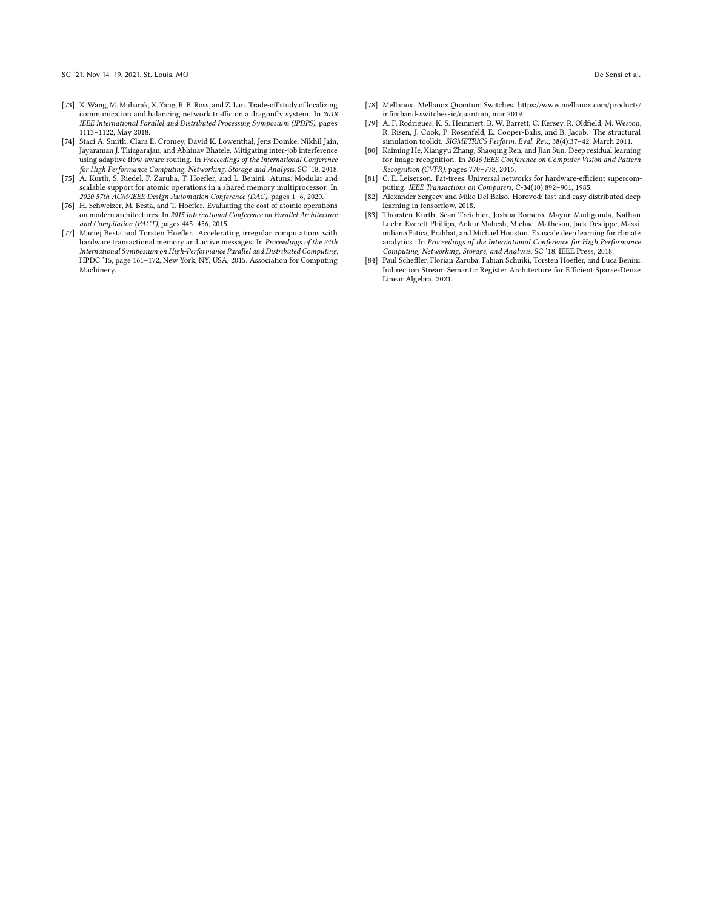[73] X. Wang, M. Mubarak, X. Yang, R. B. Ross, and Z. Lan. Trade-off study of localizing communication and balancing network traffic on a dragonfly system. In *2018 IEEE International Parallel and Distributed Processing Symposium (IPDPS)*, pages 1113–1122, May 2018.

[74] Staci A. Smith, Clara E. Cromey, David K. Lowenthal, Jens Domke, Nikhil Jain, Jayaraman J. Thiagarajan, and Abhinav Bhatele. Mitigating inter-job interference using adaptive flow-aware routing. In *Proceedings of the International Conference for High Performance Computing, Networking, Storage and Analysis*, SC '18, 2018.

[75] A. Kurth, S. Riedel, F. Zaruba, T. Hoefler, and L. Benini. Atuns: Modular and scalable support for atomic operations in a shared memory multiprocessor. In *2020 57th ACM/IEEE Design Automation Conference (DAC)*, pages 1–6, 2020.

[76] H. Schweizer, M. Besta, and T. Hoefler. Evaluating the cost of atomic operations on modern architectures. In *2015 International Conference on Parallel Architecture and Compilation (PACT)*, pages 445–456, 2015.

[77] Maciej Besta and Torsten Hoefler. Accelerating irregular computations with hardware transactional memory and active messages. In *Proceedings of the 24th International Symposium on High-Performance Parallel and Distributed Computing*, HPDC '15, page 161–172, New York, NY, USA, 2015. Association for Computing Machinery.

[78] Mellanox. Mellanox Quantum Switches. https://www.mellanox.com/products/infiniband-switches-ic/quantum, mar 2019.

[79] A. F. Rodrigues, K. S. Hemmert, B. W. Barrett, C. Kersey, R. Oldfield, M. Weston, R. Risen, J. Cook, P. Rosenfeld, E. Cooper-Balis, and B. Jacob. The structural simulation toolkit. *SIGMETRICS Perform. Eval. Rev.*, 38(4):37–42, March 2011.

[80] Kaiming He, Xiangyu Zhang, Shaoqing Ren, and Jian Sun. Deep residual learning for image recognition. In *2016 IEEE Conference on Computer Vision and Pattern Recognition (CVPR)*, pages 770–778, 2016.

[81] C. E. Leiserson. Fat-trees: Universal networks for hardware-efficient supercomputing. *IEEE Transactions on Computers*, C-34(10):892–901, 1985.

[82] Alexander Sergeev and Mike Del Balso. Horovod: fast and easy distributed deep learning in tensorflow, 2018.

[83] Thorsten Kurth, Sean Treichler, Joshua Romero, Mayur Mudigonda, Nathan Luehr, Everett Phillips, Ankur Mahesh, Michael Matheson, Jack Deslippe, Massimiliano Fatica, Prabhat, and Michael Houston. Exascale deep learning for climate analytics. In *Proceedings of the International Conference for High Performance Computing, Networking, Storage, and Analysis*, SC '18. IEEE Press, 2018.

[84] Paul Scheffler, Florian Zaruba, Fabian Schuiki, Torsten Hoefler, and Luca Benini. Indirection Stream Semantic Register Architecture for Efficient Sparse-Dense Linear Algebra. 2021.